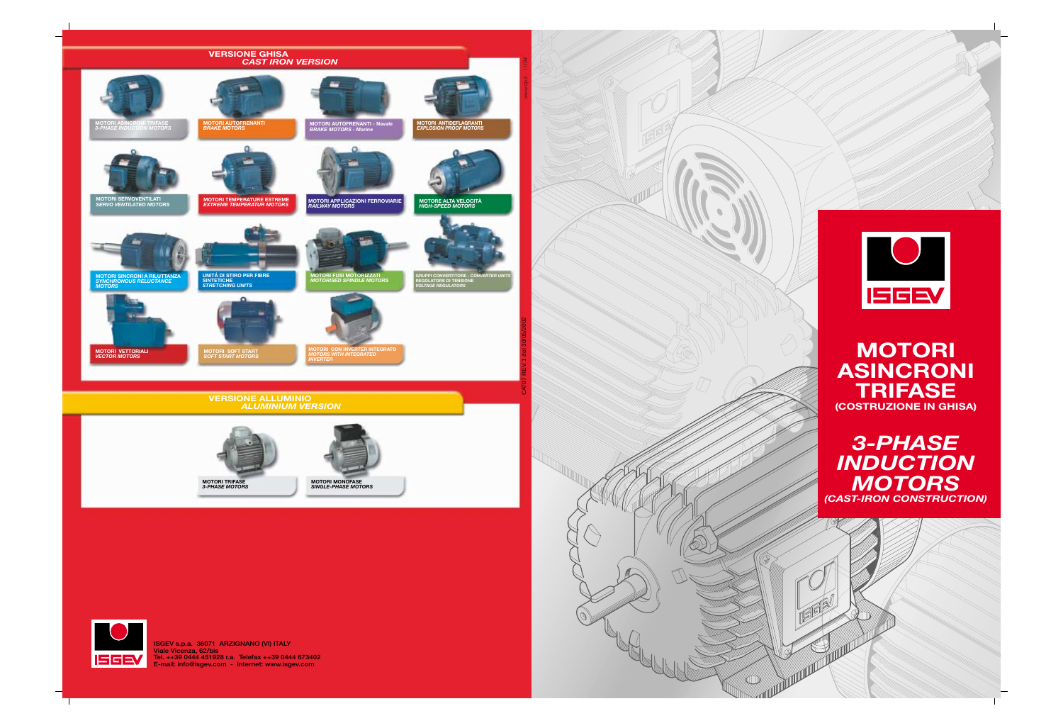## VERSIONE GHISA
## *CAST IRON VERSION*

**MOTORI ASINCRONI TRIFASE**
*3-PHASE INDUCTION MOTORS*

**MOTORI AUTOFRENANTI**
*BRAKE MOTORS*

**MOTORI AUTOFRENANTI - Navale**
*BRAKE MOTORS - Marine*

**MOTORI ANTIDEFLAGRANTI**
*EXPLOSION PROOF MOTORS*

**MOTORI SERVOVENTILATI**
*SERVO VENTILATED MOTORS*

**MOTORI TEMPERATURE ESTREME**
*EXTREME TEMPERATUR MOTORS*

**MOTORI APPLICAZIONI FERROVIARIE**
*RAILWAY MOTORS*

**MOTORE ALTA VELOCITÀ**
*HIGH-SPEED MOTORS*

**MOTORI SINCRONI A RILUTTANZA**
*SYNCHRONOUS RELUCTANCE MOTORS*

**UNITÀ DI STIRO PER FIBRE SINTETICHE**
*STRETCHING UNITS*

**MOTORI FUSI MOTORIZZATI**
*MOTORISED SPINDLE MOTORS*

**GRUPPI CONVERTITORE** - *CONVERTER UNITS*
**REGOLATORE DI TENSIONE**
*VOLTAGE REGULATORS*

**MOTORI VETTORIALI**
*VECTOR MOTORS*

**MOTORI SOFT START**
*SOFT START MOTORS*

**MOTORI CON INVERTER INTEGRATO**
*MOTORS WITH INTEGRATED INVERTER*

## VERSIONE ALLUMINIO
## *ALUMINIUM VERSION*

**MOTORI TRIFASE**
*3-PHASE MOTORS*

**MOTORI MONOFASE**
*SINGLE-PHASE MOTORS*

ISGEV s.p.a. 36071 ARZIGNANO (VI) ITALY
Viale Vicenza, 62/bis
Tel. ++39 0444 451928 r.a. Telefax ++39 0444 673402
E-mail: info@isgev.com - Internet: www.isgev.com

CAT07 REV.1 del 30/05/2002

# MOTORI ASINCRONI TRIFASE
**(COSTRUZIONE IN GHISA)**

# *3-PHASE INDUCTION MOTORS*
***(CAST-IRON CONSTRUCTION)***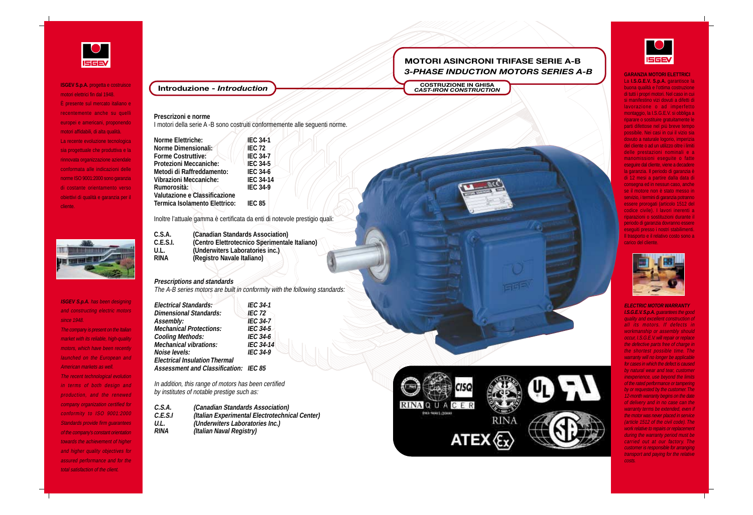ISGEV S.p.A. progetta e costruisce motori elettrici fin dal 1948.

È presente sul mercato italiano e recentemente anche su quelli europei e americani, proponendo motori affidabili, di alta qualità.

La recente evoluzione tecnologica sia progettuale che produttiva e la rinnovata organizzazione aziendale conformata alle indicazioni delle norme ISO 9001:2000 sono garanzia di costante orientamento verso obiettivi di qualità e garanzia per il cliente.

*ISGEV S.p.A. has been designing and constructing electric motors since 1948.*

*The company is present on the Italian market with its reliable, high-quality motors, which have been recently launched on the European and American markets as well.*

*The recent technological evolution in terms of both design and production, and the renewed company organization certified for conformity to ISO 9001:2000 Standards provide firm guarantees of the company's constant orientation towards the achievement of higher and higher quality objectives for assured performance and for the total satisfaction of the client.*

## Introduzione - *Introduction*

**Prescrizoni e norme**

I motori della serie A -B sono costruiti conformemente alle seguenti norme.

| | |
|---|---|
| **Norme Elettriche:** | **IEC 34-1** |
| **Norme Dimensionali:** | **IEC 72** |
| **Forme Costruttive:** | **IEC 34-7** |
| **Protezioni Meccaniche:** | **IEC 34-5** |
| **Metodi di Raffreddamento:** | **IEC 34-6** |
| **Vibrazioni Meccaniche:** | **IEC 34-14** |
| **Rumorosità:** | **IEC 34-9** |
| **Valutazione e Classificazione Termica Isolamento Elettrico:** | **IEC 85** |

Inoltre l'attuale gamma è certificata da enti di notevole prestigio quali:

| | |
|---|---|
| **C.S.A.** | **(Canadian Standards Association)** |
| **C.E.S.I.** | **(Centro Elettrotecnico Sperimentale Italiano)** |
| **U.L.** | **(Underwiters Laboratories inc.)** |
| **RINA** | **(Registro Navale Italiano)** |

***Prescriptions and standards***

*The A-B series motors are built in conformity with the following standards:*

| | |
|---|---|
| ***Electrical Standards:*** | ***IEC 34-1*** |
| ***Dimensional Standards:*** | ***IEC 72*** |
| ***Assembly:*** | ***IEC 34-7*** |
| ***Mechanical Protections:*** | ***IEC 34-5*** |
| ***Cooling Methods:*** | ***IEC 34-6*** |
| ***Mechanical vibrations:*** | ***IEC 34-14*** |
| ***Noise levels:*** | ***IEC 34-9*** |
| ***Electrical Insulation Thermal Assessment and Classification:*** | ***IEC 85*** |

*In addition, this range of motors has been certified by institutes of notable prestige such as:*

| | |
|---|---|
| ***C.S.A.*** | ***(Canadian Standards Association)*** |
| ***C.E.S.I*** | ***(Italian Experimental Electrotechnical Center)*** |
| ***U.L.*** | ***(Underwiters Laboratories Inc.)*** |
| ***RINA*** | ***(Italian Naval Registry)*** |

# MOTORI ASINCRONI TRIFASE SERIE A-B
## *3-PHASE INDUCTION MOTORS SERIES A-B*

**COSTRUZIONE IN GHISA**
***CAST-IRON CONSTRUCTION***

**GARANZIA MOTORI ELETTRICI**

La **I.S.G.E.V. S.p.A.** garantisce la buona qualità e l'ottima costruzione di tutti i propri motori. Nel caso in cui si manifestino vizi dovuti a difetti di lavorazione o ad imperfetto montaggio, la I.S.G.E.V. si obbliga a riparare o sostituire gratuitamente le parti difettose nel più breve tempo possibile. Nei casi in cui il vizio sia dovuto a naturale logorio, imperizia del cliente o ad un utilizzo oltre i limiti delle prestazioni nominali e a manomissioni eseguite o fatte eseguire dal cliente, viene a decadere la garanzia. Il periodo di garanzia è di 12 mesi a partire dalla data di consegna ed in nessun caso, anche se il motore non è stato messo in servizio, i termini di garanzia potranno essere prorogati (articolo 1512 del codice civile). I lavori inerenti a riparazioni o sostituzioni durante il periodo di garanzia dovranno essere eseguiti presso i nostri stabilimenti. Il trasporto e il relativo costo sono a carico del cliente.

***ELECTRIC MOTOR WARRANTY***

***I.S.G.E.V. S.p.A.*** *guarantees the good quality and excellent construction of all its motors. If defects in workmanship or assembly should occur, I.S.G.E.V. will repair or replace the defective parts free of charge in the shortest possible time. The warranty will no longer be applicable for cases in which the defect is caused by natural wear and tear, customer inexperience, use beyond the limits of the rated performance or tampering by or requested by the customer. The 12-month warranty begins on the date of delivery and in no case can the warranty terms be extended, even if the motor was never placed in service (article 1512 of the civil code). The work relative to repairs or replacement during the warranty period must be carried out at our factory. The customer is responsible for arranging transport and paying for the relative costs.*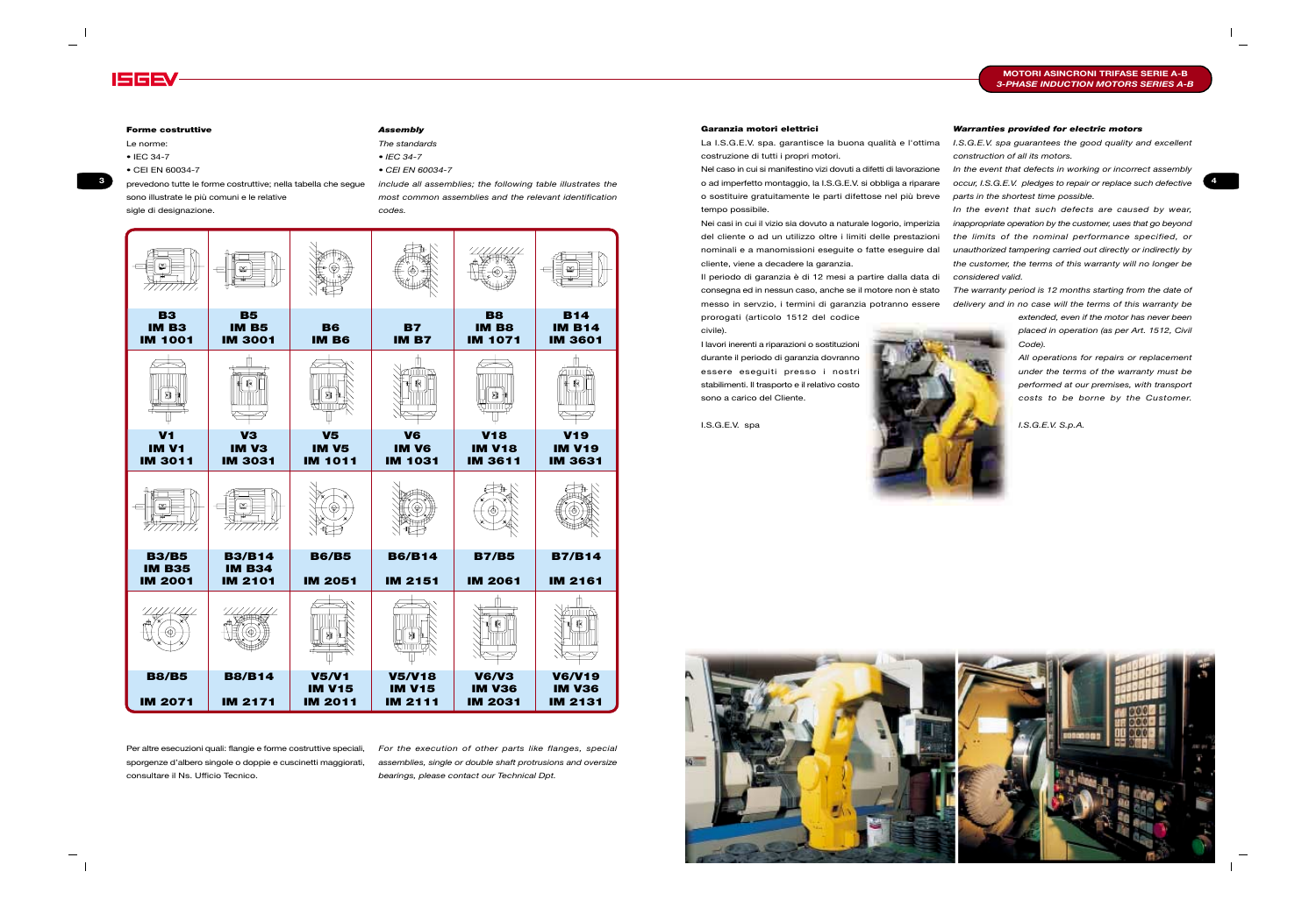## Forme costruttive

Le norme:

- IEC 34-7
- CEI EN 60034-7

prevedono tutte le forme costruttive; nella tabella che segue sono illustrate le più comuni e le relative sigle di designazione.

## *Assembly*

*The standards*

- *IEC 34-7*
- *CEI EN 60034-7*

*include all assemblies; the following table illustrates the most common assemblies and the relevant identification codes.*

| B3<br>IM B3<br>IM 1001 | B5<br>IM B5<br>IM 3001 | B6<br>IM B6 | B7<br>IM B7 | B8<br>IM B8<br>IM 1071 | B14<br>IM B14<br>IM 3601 |
|---|---|---|---|---|---|
| V1<br>IM V1<br>IM 3011 | V3<br>IM V3<br>IM 3031 | V5<br>IM V5<br>IM 1011 | V6<br>IM V6<br>IM 1031 | V18<br>IM V18<br>IM 3611 | V19<br>IM V19<br>IM 3631 |
| B3/B5<br>IM B35<br>IM 2001 | B3/B14<br>IM B34<br>IM 2101 | B6/B5<br>IM 2051 | B6/B14<br>IM 2151 | B7/B5<br>IM 2061 | B7/B14<br>IM 2161 |
| B8/B5<br>IM 2071 | B8/B14<br>IM 2171 | V5/V1<br>IM V15<br>IM 2011 | V5/V18<br>IM V15<br>IM 2111 | V6/V3<br>IM V36<br>IM 2031 | V6/V19<br>IM V36<br>IM 2131 |

Per altre esecuzioni quali: flangie e forme costruttive speciali, sporgenze d'albero singole o doppie e cuscinetti maggiorati, consultare il Ns. Ufficio Tecnico.

*For the execution of other parts like flanges, special assemblies, single or double shaft protrusions and oversize bearings, please contact our Technical Dpt.*

## Garanzia motori elettrici

La I.S.G.E.V. spa. garantisce la buona qualità e l'ottima costruzione di tutti i propri motori.

Nel caso in cui si manifestino vizi dovuti a difetti di lavorazione o ad imperfetto montaggio, la I.S.G.E.V. si obbliga a riparare o sostituire gratuitamente le parti difettose nel più breve tempo possibile.

Nei casi in cui il vizio sia dovuto a naturale logorio, imperizia del cliente o ad un utilizzo oltre i limiti delle prestazioni nominali e a manomissioni eseguite o fatte eseguire dal cliente, viene a decadere la garanzia.

Il periodo di garanzia è di 12 mesi a partire dalla data di consegna ed in nessun caso, anche se il motore non è stato messo in servizio, i termini di garanzia potranno essere prorogati (articolo 1512 del codice civile).

I lavori inerenti a riparazioni o sostituzioni durante il periodo di garanzia dovranno essere eseguiti presso i nostri stabilimenti. Il trasporto e il relativo costo sono a carico del Cliente.

I.S.G.E.V. spa

## *Warranties provided for electric motors*

*I.S.G.E.V. spa guarantees the good quality and excellent construction of all its motors.*

*In the event that defects in working or incorrect assembly occur, I.S.G.E.V. pledges to repair or replace such defective parts in the shortest time possible.*

*In the event that such defects are caused by wear, inappropriate operation by the customer, uses that go beyond the limits of the nominal performance specified, or unauthorized tampering carried out directly or indirectly by the customer, the terms of this warranty will no longer be considered valid.*

*The warranty period is 12 months starting from the date of delivery and in no case will the terms of this warranty be extended, even if the motor has never been placed in operation (as per Art. 1512, Civil Code).*

*All operations for repairs or replacement under the terms of the warranty must be performed at our premises, with transport costs to be borne by the Customer.*

*I.S.G.E.V. S.p.A.*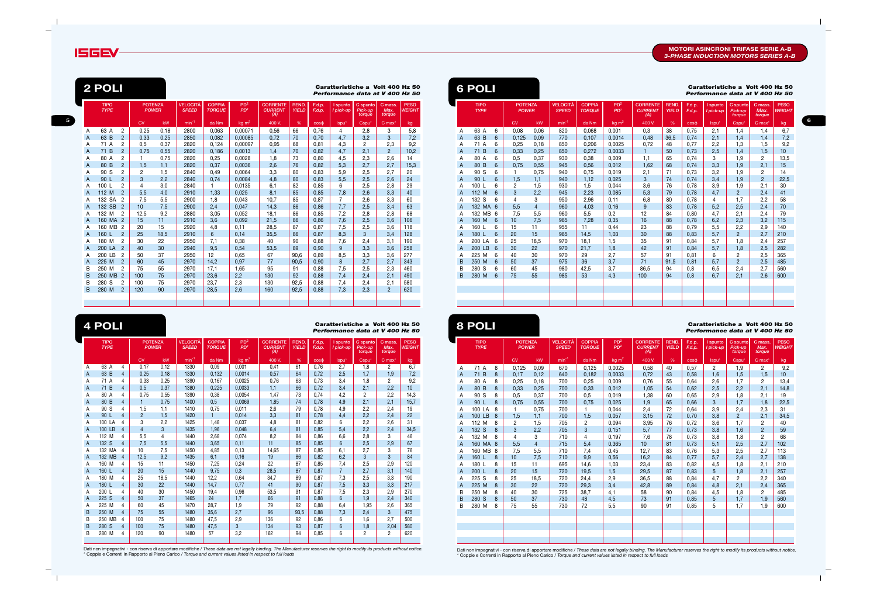## MOTORI ASINCRONI TRIFASE SERIE A-B
### *3-PHASE INDUCTION MOTORS SERIES A-B*

## 2 POLI

**Caratteristiche a Volt 400 Hz 50**
*Performance data at V 400 Hz 50*

| TIPO *TYPE* | POTENZA *POWER* | | VELOCITÀ *SPEED* | COPPIA *TORQUE* | PD² *PD²* | CORRENTE *CURRENT (A)* | REND. *YIELD* | F.d.p. *F.d.p.* | I spunto *I pick-up* | C spunto *Pick-up torque* | C mass. *Max. torque* | PESO *WEIGHT* |
|---|---|---|---|---|---|---|---|---|---|---|---|---|
| | CV | kW | min⁻¹ | da Nm | kg m² | 400 V. | % | cosφ | Ispu* | Cspu* | C max* | kg |
| A 63 A 2 | 0,25 | 0,18 | 2800 | 0,063 | 0,00071 | 0,56 | 66 | 0,76 | 4 | 2,8 | 3 | 5,8 |
| A 63 B 2 | 0,33 | 0,25 | 2850 | 0,082 | 0,00085 | 0,72 | 70 | 0,70 | 4,7 | 3,2 | 3 | 7,2 |
| A 71 A 2 | 0,5 | 0,37 | 2820 | 0,124 | 0,00097 | 0,95 | 68 | 0,81 | 4,3 | 2 | 2,3 | 9,2 |
| A 71 B 2 | 0,75 | 0,55 | 2820 | 0,186 | 0,0013 | 1,4 | 70 | 0,82 | 4,7 | 2,1 | 2 | 10,2 |
| A 80 A 2 | 1 | 0,75 | 2820 | 0,25 | 0,0028 | 1,8 | 73 | 0,80 | 4,5 | 2,3 | 2,6 | 14 |
| A 80 B 2 | 1,5 | 1,1 | 2820 | 0,37 | 0,0036 | 2,6 | 76 | 0,82 | 5,3 | 2,7 | 2,7 | 15,3 |
| A 90 S 2 | 2 | 1,5 | 2840 | 0,49 | 0,0064 | 3,3 | 80 | 0,83 | 5,9 | 2,5 | 2,7 | 20 |
| A 90 L 2 | 3 | 2,2 | 2840 | 0,74 | 0,0084 | 4,8 | 80 | 0,83 | 5,5 | 2,5 | 2,6 | 24 |
| A 100 L 2 | 4 | 3,0 | 2840 | 1 | 0,0135 | 6,1 | 82 | 0,85 | 6 | 2,5 | 2,8 | 29 |
| A 112 M 2 | 5,5 | 4,0 | 2910 | 1,33 | 0,025 | 8,1 | 85 | 0,85 | 7,8 | 2,6 | 3,3 | 40 |
| A 132 SA 2 | 7,5 | 5,5 | 2900 | 1,8 | 0,043 | 10,7 | 85 | 0,87 | 7 | 2,6 | 3,3 | 60 |
| A 132 SB 2 | 10 | 7,5 | 2900 | 2,4 | 0,047 | 14,3 | 86 | 0,86 | 7,7 | 2,5 | 3,4 | 63 |
| A 132 M 2 | 12,5 | 9,2 | 2880 | 3,05 | 0,052 | 18,1 | 86 | 0,85 | 7,2 | 2,8 | 2,8 | 68 |
| A 160 MA 2 | 15 | 11 | 2910 | 3,6 | 0,092 | 21,5 | 86 | 0,86 | 7,6 | 2,5 | 3,6 | 106 |
| A 160 MB 2 | 20 | 15 | 2920 | 4,8 | 0,11 | 28,5 | 87 | 0,87 | 7,5 | 2,5 | 3,6 | 118 |
| A 160 L 2 | 25 | 18,5 | 2910 | 6 | 0,14 | 35,5 | 86 | 0,87 | 8,3 | 3 | 3,4 | 128 |
| A 180 M 2 | 30 | 22 | 2950 | 7,1 | 0,38 | 40 | 90 | 0,88 | 7,6 | 2,4 | 3,1 | 190 |
| A 200 LA 2 | 40 | 30 | 2940 | 9,5 | 0,54 | 53,5 | 89 | 0,90 | 9 | 3,3 | 3,6 | 258 |
| A 200 LB 2 | 50 | 37 | 2950 | 12 | 0,65 | 67 | 90,6 | 0,89 | 8,5 | 3,3 | 3,6 | 277 |
| A 225 M 2 | 60 | 45 | 2970 | 14,2 | 0,97 | 77 | 90,5 | 0,90 | 8 | 2,7 | 2,7 | 343 |
| B 250 M 2 | 75 | 55 | 2970 | 17,1 | 1,65 | 95 | 91 | 0,88 | 7,5 | 2,5 | 2,3 | 460 |
| B 250 MB 2 | 100 | 75 | 2970 | 23,6 | 2,2 | 130 | 92 | 0,88 | 7,4 | 2,4 | 2,1 | 490 |
| B 280 S 2 | 100 | 75 | 2970 | 23,7 | 2,3 | 130 | 92,5 | 0,88 | 7,4 | 2,4 | 2,1 | 580 |
| B 280 M 2 | 120 | 90 | 2970 | 28,5 | 2,6 | 160 | 92,5 | 0,88 | 7,3 | 2,3 | 2 | 620 |

## 4 POLI

**Caratteristiche a Volt 400 Hz 50**
*Performance data at V 400 Hz 50*

| TIPO *TYPE* | POTENZA *POWER* | | VELOCITÀ *SPEED* | COPPIA *TORQUE* | PD² *PD²* | CORRENTE *CURRENT (A)* | REND. *YIELD* | F.d.p. *F.d.p.* | I spunto *I pick-up* | C spunto *Pick-up torque* | C mass. *Max. torque* | PESO *WEIGHT* |
|---|---|---|---|---|---|---|---|---|---|---|---|---|
| | CV | kW | min⁻¹ | da Nm | kg m² | 400 V. | % | cosφ | Ispu* | Cspu* | C max* | kg |
| A 63 A 4 | 0,17 | 0,12 | 1330 | 0,09 | 0,001 | 0,41 | 61 | 0,70 | 2,7 | 1,8 | 2 | 6,7 |
| A 63 B 4 | 0,25 | 0,18 | 1330 | 0,132 | 0,0014 | 0,57 | 64 | 0,72 | 2,5 | 1,7 | 1,9 | 7,2 |
| A 71 A 4 | 0,33 | 0,25 | 1390 | 0,167 | 0,0025 | 0,76 | 63 | 0,73 | 3,4 | 1,8 | 2 | 9,2 |
| A 71 B 4 | 0,5 | 0,37 | 1380 | 0,225 | 0,0033 | 1,1 | 66 | 0,72 | 3,4 | 2,1 | 2,2 | 10 |
| A 80 A 4 | 0,75 | 0,55 | 1390 | 0,38 | 0,0054 | 1,47 | 73 | 0,74 | 4,2 | 2 | 2,2 | 14,3 |
| A 80 B 4 | 1 | 0,75 | 1400 | 0,5 | 0,0069 | 1,85 | 74 | 0,78 | 4,9 | 2,1 | 2,1 | 15,7 |
| A 90 S 4 | 1,5 | 1,1 | 1410 | 0,75 | 0,011 | 2,6 | 79 | 0,78 | 4,9 | 2,2 | 2,4 | 19 |
| A 90 L 4 | 2 | 1,5 | 1420 | 1 | 0,014 | 3,3 | 81 | 0,78 | 4,4 | 2,2 | 2,4 | 22 |
| A 100 LA 4 | 3 | 2,2 | 1425 | 1,48 | 0,037 | 4,8 | 81 | 0,82 | 6 | 2,2 | 2,6 | 31 |
| A 100 LB 4 | 4 | 3 | 1435 | 1,96 | 0,048 | 6,4 | 81 | 0,85 | 5,4 | 2,2 | 2,4 | 34,5 |
| A 112 M 4 | 5,5 | 4 | 1440 | 2,68 | 0,074 | 8,2 | 84 | 0,86 | 6,6 | 2,8 | 3 | 46 |
| A 132 S 4 | 7,5 | 5,5 | 1440 | 3,65 | 0,11 | 11 | 85 | 0,85 | 6 | 2,5 | 2,9 | 67 |
| A 132 MA 4 | 10 | 7,5 | 1450 | 4,85 | 0,13 | 14,65 | 87 | 0,85 | 6,1 | 2,7 | 3 | 76 |
| A 132 MB 4 | 12,5 | 9,2 | 1435 | 6,1 | 0,16 | 19 | 86 | 0,82 | 6,2 | 3 | 3 | 84 |
| A 160 M 4 | 15 | 11 | 1450 | 7,25 | 0,24 | 22 | 87 | 0,85 | 7,4 | 2,5 | 2,9 | 120 |
| A 160 L 4 | 20 | 15 | 1440 | 9,75 | 0,3 | 28,5 | 87 | 0,87 | 7 | 2,7 | 3,1 | 140 |
| A 180 M 4 | 25 | 18,5 | 1440 | 12,2 | 0,64 | 34,7 | 89 | 0,87 | 7,3 | 2,5 | 3,3 | 190 |
| A 180 L 4 | 30 | 22 | 1440 | 14,7 | 0,77 | 41 | 90 | 0,87 | 7,5 | 3,3 | 3,3 | 217 |
| A 200 L 4 | 40 | 30 | 1450 | 19,4 | 0,96 | 53,5 | 91 | 0,87 | 7,5 | 2,3 | 2,9 | 270 |
| A 225 S 4 | 50 | 37 | 1465 | 24 | 1,7 | 66 | 91 | 0,88 | 6 | 1,9 | 2,4 | 340 |
| A 225 M 4 | 60 | 45 | 1470 | 28,7 | 1,9 | 79 | 92 | 0,88 | 6,4 | 1,95 | 2,6 | 365 |
| B 250 M 4 | 75 | 55 | 1480 | 35,6 | 2,7 | 96 | 93,5 | 0,88 | 7,3 | 2,4 | 3 | 475 |
| B 250 MB 4 | 100 | 75 | 1480 | 47,5 | 2,9 | 136 | 92 | 0,86 | 6 | 1,6 | 2,7 | 500 |
| B 280 S 4 | 100 | 75 | 1480 | 47,5 | 3 | 134 | 93 | 0,87 | 6 | 1,8 | 2,04 | 580 |
| B 280 M 4 | 120 | 90 | 1480 | 57 | 3,2 | 162 | 94 | 0,85 | 6 | 2 | 2 | 620 |

Dati non impegnativi - con riserva di apportare modifiche / *These data are not legally binding. The Manufacturer reserves the right to modify its products without notice.*
\* Coppie e Correnti in Rapporto al Pieno Carico / *Torque and current values listed in respect to full loads*

## 6 POLI

**Caratteristiche a Volt 400 Hz 50**
*Performance data at V 400 Hz 50*

| TIPO *TYPE* | POTENZA *POWER* | | VELOCITÀ *SPEED* | COPPIA *TORQUE* | PD² *PD²* | CORRENTE *CURRENT (A)* | REND. *YIELD* | F.d.p. *F.d.p.* | I spunto *I pick-up* | C spunto *Pick-up torque* | C mass. *Max. torque* | PESO *WEIGHT* |
|---|---|---|---|---|---|---|---|---|---|---|---|---|
| | CV | kW | min⁻¹ | da Nm | kg m² | 400 V. | % | cosφ | Ispu* | Cspu* | C max* | kg |
| A 63 A 6 | 0,08 | 0,06 | 820 | 0,068 | 0,001 | 0,3 | 38 | 0,75 | 2,1 | 1,4 | 1,4 | 6,7 |
| A 63 B 6 | 0,125 | 0,09 | 770 | 0,107 | 0,0014 | 0,48 | 36,5 | 0,74 | 2,1 | 1,4 | 1,4 | 7,2 |
| A 71 A 6 | 0,25 | 0,18 | 850 | 0,206 | 0,0025 | 0,72 | 48 | 0,77 | 2,2 | 1,3 | 1,5 | 9,2 |
| A 71 B 6 | 0,33 | 0,25 | 850 | 0,272 | 0,0033 | 1 | 50 | 0,73 | 2,5 | 1,4 | 1,5 | 10 |
| A 80 A 6 | 0,5 | 0,37 | 930 | 0,38 | 0,009 | 1,1 | 65 | 0,74 | 3 | 1,9 | 2 | 13,5 |
| A 80 B 6 | 0,75 | 0,55 | 945 | 0,56 | 0,012 | 1,62 | 68 | 0,74 | 3,3 | 1,9 | 2,1 | 15 |
| A 90 S 6 | 1 | 0,75 | 940 | 0,75 | 0,019 | 2,1 | 71 | 0,73 | 3,2 | 1,9 | 2 | 14 |
| A 90 L 6 | 1,5 | 1,1 | 940 | 1,12 | 0,025 | 3 | 74 | 0,74 | 3,4 | 1,9 | 2 | 22,5 |
| A 100 L 6 | 2 | 1,5 | 930 | 1,5 | 0,044 | 3,6 | 76 | 0,78 | 3,9 | 1,9 | 2,1 | 30 |
| A 112 M 6 | 3 | 2,2 | 945 | 2,23 | 0,085 | 5,3 | 79 | 0,78 | 4,7 | 2 | 2,4 | 41 |
| A 132 S 6 | 4 | 3 | 950 | 2,96 | 0,11 | 6,8 | 80 | 0,78 | 4 | 1,7 | 2,2 | 58 |
| A 132 MA 6 | 5,5 | 4 | 960 | 4,03 | 0,16 | 9 | 83 | 0,78 | 5,2 | 2,5 | 2,4 | 70 |
| A 132 MB 6 | 7,5 | 5,5 | 960 | 5,5 | 0,2 | 12 | 84 | 0,80 | 4,7 | 2,1 | 2,4 | 79 |
| A 160 M 6 | 10 | 7,5 | 965 | 7,28 | 0,35 | 16 | 88 | 0,78 | 6,2 | 2,3 | 3,2 | 115 |
| A 160 L 6 | 15 | 11 | 955 | 11 | 0,44 | 23 | 88 | 0,79 | 5,5 | 2,2 | 2,9 | 140 |
| A 180 L 6 | 20 | 15 | 965 | 14,5 | 1,03 | 30 | 88 | 0,83 | 5,7 | 2 | 2,7 | 210 |
| A 200 LA 6 | 25 | 18,5 | 970 | 18,1 | 1,5 | 35 | 91 | 0,84 | 5,7 | 1,8 | 2,4 | 257 |
| A 200 LB 6 | 30 | 22 | 970 | 21,7 | 1,8 | 42 | 91 | 0,84 | 5,7 | 1,8 | 2,5 | 282 |
| A 225 M 6 | 40 | 30 | 970 | 29 | 2,7 | 57 | 91 | 0,81 | 6 | 2 | 2,5 | 365 |
| B 250 M 6 | 50 | 37 | 975 | 36 | 3,7 | 71 | 91,5 | 0,81 | 5,7 | 2 | 2,5 | 485 |
| B 280 S 6 | 60 | 45 | 980 | 42,5 | 3,7 | 86,5 | 94 | 0,8 | 6,5 | 2,4 | 2,7 | 560 |
| B 280 M 6 | 75 | 55 | 985 | 53 | 4,3 | 100 | 94 | 0,8 | 6,7 | 2,1 | 2,6 | 600 |

## 8 POLI

**Caratteristiche a Volt 400 Hz 50**
*Performance data at V 400 Hz 50*

| TIPO *TYPE* | POTENZA *POWER* | | VELOCITÀ *SPEED* | COPPIA *TORQUE* | PD² *PD²* | CORRENTE *CURRENT (A)* | REND. *YIELD* | F.d.p. *F.d.p.* | I spunto *I pick-up* | C spunto *Pick-up torque* | C mass. *Max. torque* | PESO *WEIGHT* |
|---|---|---|---|---|---|---|---|---|---|---|---|---|
| | CV | kW | min⁻¹ | da Nm | kg m² | 400 V. | % | cosφ | Ispu* | Cspu* | C max* | kg |
| A 71 A 8 | 0,125 | 0,09 | 670 | 0,125 | 0,0025 | 0,58 | 40 | 0,57 | 2 | 1,9 | 2 | 9,2 |
| A 71 B 8 | 0,17 | 0,12 | 640 | 0,182 | 0,0033 | 0,72 | 43 | 0,58 | 1,6 | 1,5 | 1,5 | 10 |
| A 80 A 8 | 0,25 | 0,18 | 700 | 0,25 | 0,009 | 0,76 | 55 | 0,64 | 2,6 | 1,7 | 2 | 13,4 |
| A 80 B 8 | 0,33 | 0,25 | 700 | 0,33 | 0,012 | 1,05 | 54 | 0,62 | 2,5 | 2,2 | 2,1 | 14,8 |
| A 90 S 8 | 0,5 | 0,37 | 700 | 0,5 | 0,019 | 1,38 | 60 | 0,65 | 2,9 | 1,8 | 2,1 | 19 |
| A 90 L 8 | 0,75 | 0,55 | 700 | 0,75 | 0,025 | 1,9 | 65 | 0,66 | 3 | 1,7 | 1,8 | 22,5 |
| A 100 LA 8 | 1 | 0,75 | 700 | 1 | 0,044 | 2,4 | 72 | 0,64 | 3,9 | 2,4 | 2,3 | 31 |
| A 100 LB 8 | 1,5 | 1,1 | 700 | 1,5 | 0,057 | 3,15 | 72 | 0,70 | 3,8 | 2 | 2,1 | 34,5 |
| A 112 M 8 | 2 | 1,5 | 705 | 2 | 0,094 | 3,95 | 76 | 0,72 | 3,6 | 1,7 | 2 | 40 |
| A 132 S 8 | 3 | 2,2 | 705 | 3 | 0,151 | 5,7 | 77 | 0,73 | 3,8 | 1,6 | 2 | 59 |
| A 132 M 8 | 4 | 3 | 710 | 4 | 0,197 | 7,6 | 78 | 0,73 | 3,8 | 1,8 | 2 | 68 |
| A 160 MA 8 | 5,5 | 4 | 715 | 5,4 | 0,365 | 10 | 81 | 0,73 | 5,1 | 2,5 | 2,7 | 102 |
| A 160 MB 8 | 7,5 | 5,5 | 710 | 7,4 | 0,45 | 12,7 | 83 | 0,76 | 5,3 | 2,5 | 2,7 | 113 |
| A 160 L 8 | 10 | 7,5 | 710 | 9,9 | 0,56 | 16,2 | 84 | 0,77 | 5,7 | 2,4 | 2,7 | 138 |
| A 180 L 8 | 15 | 11 | 695 | 14,6 | 1,03 | 23,4 | 83 | 0,82 | 4,5 | 1,8 | 2,1 | 210 |
| A 200 L 8 | 20 | 15 | 720 | 19,5 | 1,5 | 29,5 | 87 | 0,83 | 5 | 1,8 | 2,1 | 257 |
| A 225 S 8 | 25 | 18,5 | 720 | 24,4 | 2,9 | 36,5 | 88 | 0,84 | 4,7 | 2 | 2,2 | 340 |
| A 225 M 8 | 30 | 22 | 720 | 29,3 | 3,4 | 42,8 | 89 | 0,84 | 4,8 | 2,1 | 2,4 | 365 |
| B 250 M 8 | 40 | 30 | 725 | 38,7 | 4,1 | 58 | 90 | 0,84 | 4,5 | 1,8 | 2 | 485 |
| B 280 S 8 | 50 | 37 | 730 | 48 | 4,5 | 73 | 91 | 0,85 | 5 | 1,7 | 1,9 | 560 |
| B 280 M 8 | 75 | 55 | 730 | 72 | 5,5 | 90 | 91 | 0,85 | 5 | 1,7 | 1,9 | 600 |

Dati non impegnativi - con riserva di apportare modifiche / *These data are not legally binding. The Manufacturer reserves the right to modify its products without notice.*
\* Coppie e Correnti in Rapporto al Pieno Carico / *Torque and current values listed in respect to full loads*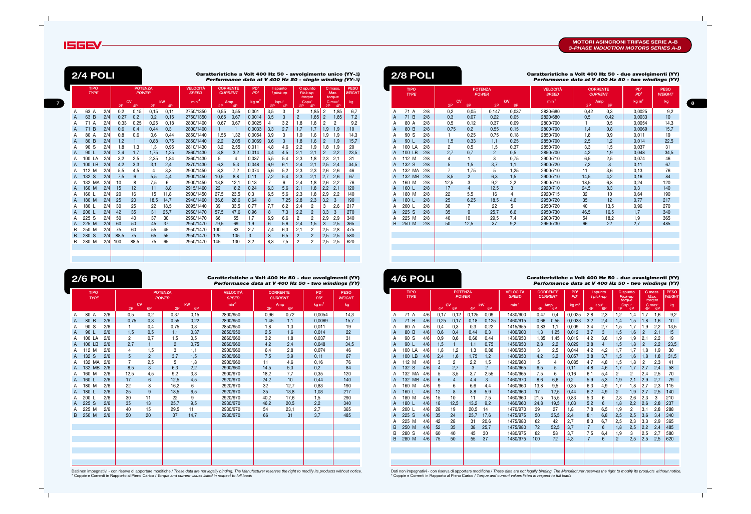## MOTORI ASINCRONI TRIFASE SERIE A-B

*3-PHASE INDUCTION MOTORS SERIES A-B*

## 2/4 POLI

**Caratteristiche a Volt 400 Hz 50 - avvolgimento unico (YY-Δ)**
*Performance data at V 400 Hz 50 - single winding (YY-Δ)*

| TIPO *TYPE* | | | POTENZA *POWER* CV 2P | CV 4P | kW 2P | kW 4P | VELOCITÀ *SPEED* min⁻¹ | CORRENTE *CURRENT* Amp 2P | Amp 4P | PD² kg m² | I spunto *I pick-up* Ispu* 2P | Ispu* 4P | C spunto *Pick-up torque* Cspu* 2P | Cspu* 4P | C mass. *Max. torque* C max* 2P | C max* 4P | PESO *WEIGHT* kg |
|---|---|---|---|---|---|---|---|---|---|---|---|---|---|---|---|---|---|
| A | 63 A | 2/4 | 0,2 | 0,15 | 0,15 | 0,11 | 2750/1350 | 0,55 | 0,55 | 0,001 | 3,5 | 3 | 2 | 1,85 | 2 | 1,85 | 6,7 |
| A | 63 B | 2/4 | 0,27 | 0,2 | 0,2 | 0,15 | 2750/1350 | 0,65 | 0,67 | 0,0014 | 3,5 | 3 | 2 | 1,85 | 2 | 1,85 | 7,2 |
| A | 71 A | 2/4 | 0,33 | 0,25 | 0,25 | 0,18 | 2800/1400 | 0,67 | 0,67 | 0,0025 | 4 | 3,2 | 1,8 | 1,8 | 2 | 2 | 9,2 |
| A | 71 B | 2/4 | 0,6 | 0,4 | 0,44 | 0,3 | 2800/1400 | 1 | 1 | 0,0033 | 3,3 | 2,7 | 1,7 | 1,7 | 1,9 | 1,9 | 10 |
| A | 80 A | 2/4 | 0,8 | 0,6 | 0,6 | 0,44 | 2850/1440 | 1,55 | 1,32 | 0,0054 | 3,9 | 3 | 1,9 | 1,6 | 1,9 | 1,9 | 14,3 |
| A | 80 B | 2/4 | 1,2 | 1 | 0,88 | 0,75 | 2850/1440 | 2,2 | 2,05 | 0,0069 | 3,6 | 3 | 1,8 | 1,6 | 2 | 1,9 | 15,7 |
| A | 90 S | 2/4 | 1,8 | 1,3 | 1,3 | 0,95 | 2810/1430 | 3,2 | 2,55 | 0,011 | 4,8 | 4,6 | 2,2 | 1,9 | 1,8 | 1,9 | 20 |
| A | 90 L | 2/4 | 2,4 | 1,7 | 1,75 | 1,25 | 2860/1430 | 3,8 | 3,2 | 0,014 | 4,4 | 4,5 | 2,1 | 2,1 | 2 | 2,2 | 23,5 |
| A | 100 LA | 2/4 | 3,2 | 2,5 | 2,35 | 1,84 | 2860/1430 | 5 | 4 | 0,037 | 5,5 | 5,4 | 2,3 | 1,8 | 2,3 | 2,1 | 31 |
| A | 100 LB | 2/4 | 4,2 | 3,3 | 3,1 | 2,4 | 2870/1430 | 6,3 | 5,3 | 0,048 | 6,9 | 6,1 | 2,4 | 2,1 | 2,5 | 2,4 | 34,5 |
| A | 112 M | 2/4 | 5,5 | 4,5 | 4 | 3,3 | 2900/1450 | 8,3 | 7,2 | 0,074 | 5,6 | 5,2 | 2,3 | 2,3 | 2,6 | 2,6 | 46 |
| A | 132 S | 2/4 | 7,5 | 6 | 5,5 | 4,4 | 2900/1450 | 10,5 | 8,8 | 0,11 | 7,2 | 5,4 | 2,3 | 2,1 | 2,7 | 2,6 | 67 |
| A | 132 MA | 2/4 | 10 | 8 | 7,5 | 6 | 2900/1450 | 13,8 | 12,1 | 0,13 | 7 | 6 | 2,4 | 1,8 | 2,6 | 2,2 | 76 |
| A | 160 M | 2/4 | 15 | 12 | 11 | 8,8 | 2915/1460 | 22 | 18,2 | 0,24 | 6,3 | 5,6 | 2,1 | 1,8 | 2,2 | 2,1 | 120 |
| A | 160 L | 2/4 | 20 | 16 | 15 | 11,8 | 2900/1450 | 27,5 | 23,5 | 0,3 | 6,5 | 5,6 | 2,3 | 1,8 | 2,9 | 2,2 | 140 |
| A | 180 M | 2/4 | 25 | 20 | 18,5 | 14,7 | 2940/1460 | 36,6 | 28,6 | 0,64 | 8 | 7,25 | 2,8 | 2,3 | 3,2 | 3 | 190 |
| A | 180 L | 2/4 | 30 | 25 | 22 | 18,5 | 2895/1440 | 39 | 33,5 | 0,77 | 7,7 | 6,2 | 2,4 | 2 | 3 | 2,6 | 217 |
| A | 200 L | 2/4 | 42 | 35 | 31 | 25,7 | 2950/1470 | 57,5 | 47,6 | 0,96 | 8 | 7,3 | 2,2 | 2 | 3,3 | 3 | 270 |
| A | 225 S | 2/4 | 50 | 40 | 37 | 30 | 2950/1470 | 66 | 55 | 1,7 | 6,9 | 6,6 | 2 | 2 | 2,9 | 2,9 | 340 |
| A | 225 M | 2/4 | 60 | 50 | 45 | 37 | 2950/1470 | 79,5 | 69 | 1,9 | 6 | 5,6 | 2,4 | 1,5 | 3 | 2,5 | 365 |
| B | 250 M | 2/4 | 75 | 60 | 55 | 45 | 2950/1470 | 100 | 83 | 2,7 | 7,4 | 6,3 | 2,1 | 2 | 2,5 | 2,8 | 475 |
| B | 280 S | 2/4 | 88,5 | 75 | 65 | 55 | 2950/1470 | 125 | 105 | 3 | 8 | 6,5 | 2 | 2 | 2,5 | 2,5 | 580 |
| B | 280 M | 2/4 | 100 | 88,5 | 75 | 65 | 2950/1470 | 145 | 130 | 3,2 | 8,3 | 7,5 | 2 | 2 | 2,5 | 2,5 | 620 |

## 2/6 POLI

**Caratteristiche a Volt 400 Hz 50 - due avvolgimenti (YY)**
*Performance data at V 400 Hz 50 - two windings (YY)*

| TIPO *TYPE* | | | POTENZA *POWER* CV 2P | CV 6P | kW 2P | kW 6P | VELOCITÀ *SPEED* min⁻¹ | CORRENTE *CURRENT* Amp 2P | Amp 6P | PD² kg m² | PESO *WEIGHT* kg |
|---|---|---|---|---|---|---|---|---|---|---|---|
| A | 80 A | 2/6 | 0,5 | 0,2 | 0,37 | 0,15 | 2800/950 | 0,96 | 0,72 | 0,0054 | 14,3 |
| A | 80 B | 2/6 | 0,75 | 0,3 | 0,55 | 0,22 | 2800/950 | 1,45 | 1,1 | 0,0069 | 15,7 |
| A | 90 S | 2/6 | 1 | 0,4 | 0,75 | 0,3 | 2850/950 | 1,8 | 1,3 | 0,011 | 19 |
| A | 90 L | 2/6 | 1,5 | 0,5 | 1,1 | 0,37 | 2850/950 | 2,5 | 1,6 | 0,014 | 22 |
| A | 100 LA | 2/6 | 2 | 0,7 | 1,5 | 0,5 | 2860/960 | 3,2 | 1,8 | 0,037 | 31 |
| A | 100 LB | 2/6 | 2,7 | 1 | 2 | 0,75 | 2860/960 | 4,2 | 2,4 | 0,048 | 34,5 |
| A | 112 M | 2/6 | 4 | 1,5 | 3 | 1,1 | 2900/960 | 6,4 | 2,8 | 0,074 | 46 |
| A | 132 S | 2/6 | 5 | 2 | 3,7 | 1,5 | 2900/960 | 7,5 | 3,9 | 0,11 | 67 |
| A | 132 MA | 2/6 | 7 | 2,5 | 5 | 1,8 | 2900/960 | 11 | 4,6 | 0,16 | 76 |
| A | 132 MB | 2/6 | 8,5 | 3 | 6,3 | 2,2 | 2900/960 | 14,5 | 5,3 | 0,2 | 84 |
| A | 160 M | 2/6 | 12,5 | 4,5 | 9,2 | 3,3 | 2900/970 | 18,2 | 7,7 | 0,35 | 120 |
| A | 160 L | 2/6 | 17 | 6 | 12,5 | 4,5 | 2920/970 | 24,2 | 10 | 0,44 | 140 |
| A | 180 M | 2/6 | 22 | 8 | 16,2 | 6 | 2920/970 | 32 | 12,7 | 0,83 | 190 |
| A | 180 L | 2/6 | 25 | 9 | 18,5 | 6,5 | 2920/970 | 35 | 13,8 | 1,03 | 217 |
| A | 200 L | 2/6 | 30 | 11 | 22 | 9 | 2920/970 | 40,2 | 17,6 | 1,5 | 290 |
| A | 225 S | 2/6 | 35 | 13 | 25,7 | 9,5 | 2930/970 | 46,2 | 20,5 | 2,2 | 340 |
| A | 225 M | 2/6 | 40 | 15 | 29,5 | 11 | 2930/970 | 54 | 23,1 | 2,7 | 365 |
| B | 250 M | 2/6 | 50 | 20 | 37 | 14,7 | 2930/970 | 66 | 31 | 3,7 | 485 |

Dati non impegnativi - con riserva di apportare modifiche / *These data are not legally binding. The Manufacturer reserves the right to modify its products without notice.*
\* Coppie e Correnti in Rapporto al Pieno Carico / *Torque and current values listed in respect to full loads*

## 2/8 POLI

**Caratteristiche a Volt 400 Hz 50 - due avvolgimenti (YY)**
*Performance data at V 400 Hz 50 - two windings (YY)*

| TIPO *TYPE* | | | POTENZA *POWER* CV 2P | CV 8P | kW 2P | kW 8P | VELOCITÀ *SPEED* min⁻¹ | CORRENTE *CURRENT* Amp 2P | Amp 8P | PD² kg m² | PESO *WEIGHT* kg |
|---|---|---|---|---|---|---|---|---|---|---|---|
| A | 71 A | 2/8 | 0,2 | 0,05 | 0,147 | 0,037 | 2820/680 | 0,42 | 0,3 | 0,0025 | 9,2 |
| A | 71 B | 2/8 | 0,3 | 0,07 | 0,22 | 0,05 | 2820/680 | 0,5 | 0,42 | 0,0033 | 10 |
| A | 80 A | 2/8 | 0,5 | 0,12 | 0,37 | 0,09 | 2800/700 | 1 | 0,5 | 0,0054 | 14,3 |
| A | 80 B | 2/8 | 0,75 | 0,2 | 0,55 | 0,15 | 2800/700 | 1,4 | 0,8 | 0,0069 | 15,7 |
| A | 90 S | 2/8 | 1 | 0,25 | 0,75 | 0,18 | 2850/700 | 1,8 | 0,9 | 0,011 | 19 |
| A | 90 L | 2/8 | 1,5 | 0,33 | 1,1 | 0,25 | 2850/700 | 2,5 | 1,2 | 0,014 | 22,5 |
| A | 100 LA | 2/8 | 2 | 0,5 | 1,5 | 0,37 | 2850/700 | 3,3 | 1,5 | 0,037 | 31 |
| A | 100 LB | 2/8 | 2,7 | 0,7 | 2 | 0,5 | 2850/700 | 4,2 | 1,9 | 0,048 | 34,5 |
| A | 112 M | 2/8 | 4 | 1 | 3 | 0,75 | 2900/710 | 6,5 | 2,5 | 0,074 | 46 |
| A | 132 S | 2/8 | 5 | 1,5 | 3,7 | 1,1 | 2900/720 | 7,2 | 3 | 0,11 | 67 |
| A | 132 MA | 2/8 | 7 | 1,75 | 5 | 1,25 | 2900/710 | 11 | 3,6 | 0,13 | 76 |
| A | 132 MB | 2/8 | 8,5 | 2 | 6,3 | 1,5 | 2900/710 | 14,5 | 4,2 | 0,16 | 84 |
| A | 160 M | 2/8 | 12,5 | 3 | 9,2 | 2,2 | 2900/710 | 18,5 | 6,8 | 0,24 | 120 |
| A | 160 L | 2/8 | 17 | 4 | 12,5 | 3 | 2920/710 | 24,5 | 8,3 | 0,3 | 140 |
| A | 180 M | 2/8 | 22 | 5,5 | 16 | 4 | 2920/715 | 32 | 10 | 0,64 | 190 |
| A | 180 L | 2/8 | 25 | 6,25 | 18,5 | 4,6 | 2950/720 | 35 | 12 | 0,77 | 217 |
| A | 200 L | 2/8 | 30 | 7 | 22 | 5 | 2950/720 | 40 | 13,5 | 0,96 | 270 |
| A | 225 S | 2/8 | 35 | 9 | 25,7 | 6,6 | 2950/730 | 46,5 | 16,5 | 1,7 | 340 |
| A | 225 M | 2/8 | 40 | 10 | 29,5 | 7,4 | 2900/730 | 54 | 18,2 | 1,9 | 365 |
| B | 250 M | 2/8 | 50 | 12,5 | 37 | 9,2 | 2950/730 | 66 | 22 | 2,7 | 485 |

## 4/6 POLI

**Caratteristiche a Volt 400 Hz 50 - due avvolgimenti (YY)**
*Performance data at V 400 Hz 50 - two windings (YY)*

| TIPO *TYPE* | | | POTENZA *POWER* CV 4P | CV 6P | kW 4P | kW 6P | VELOCITÀ *SPEED* min⁻¹ | CORRENTE *CURRENT* Amp 4P | Amp 6P | PD² kg m² | I spunto *I pick-up* Ispu* 4P | Ispu* 6P | C spunto *Pick-up torque* Cspu* 4P | Cspu* 6P | C mass. *Max. torque* C max* 4P | C max* 6P | PESO *WEIGHT* kg |
|---|---|---|---|---|---|---|---|---|---|---|---|---|---|---|---|---|---|
| A | 71 A | 4/6 | 0,17 | 0,12 | 0,125 | 0,09 | 1430/900 | 0,47 | 0,4 | 0,0025 | 2,8 | 2,3 | 1,2 | 1,4 | 1,7 | 1,6 | 9,2 |
| A | 71 B | 4/6 | 0,25 | 0,17 | 0,18 | 0,125 | 1460/915 | 0,66 | 0,55 | 0,0033 | 3,2 | 2,4 | 1,4 | 1,5 | 1,8 | 1,6 | 10 |
| A | 80 A | 4/6 | 0,4 | 0,3 | 0,3 | 0,22 | 1415/955 | 0,83 | 1,1 | 0,009 | 3,4 | 2,7 | 1,5 | 1,7 | 1,9 | 2,2 | 13,5 |
| A | 80 B | 4/6 | 0,6 | 0,4 | 0,44 | 0,3 | 1400/900 | 1,3 | 1,25 | 0,012 | 3,7 | 3 | 1,5 | 1,6 | 2 | 2,1 | 15 |
| A | 90 S | 4/6 | 0,9 | 0,6 | 0,66 | 0,44 | 1430/950 | 1,85 | 1,45 | 0,019 | 4,2 | 3,6 | 1,9 | 1,9 | 2,1 | 2,2 | 19 |
| A | 90 L | 4/6 | 1,5 | 1 | 1,1 | 0,75 | 1450/950 | 2,8 | 2,2 | 0,029 | 3,8 | 4 | 1,5 | 1,8 | 2 | 2,2 | 23,5 |
| A | 100 LA | 4/6 | 1,8 | 1,2 | 1,3 | 0,88 | 1400/950 | 3 | 2,5 | 0,044 | 4,2 | 4,2 | 1,7 | 1,7 | 1,8 | 1,9 | 30 |
| A | 100 LB | 4/6 | 2,4 | 1,6 | 1,75 | 1,2 | 1400/950 | 4,2 | 3,2 | 0,057 | 3,8 | 3,7 | 1,5 | 1,6 | 1,8 | 1,8 | 31,5 |
| A | 112 M | 4/6 | 3 | 2 | 2,2 | 1,5 | 1420/960 | 5 | 4 | 0,085 | 4,7 | 4,8 | 1,5 | 1,8 | 2 | 2,3 | 41 |
| A | 132 S | 4/6 | 4 | 2,7 | 3 | 2 | 1450/965 | 6,5 | 5 | 0,11 | 4,8 | 4,6 | 1,7 | 1,7 | 2,7 | 2,4 | 58 |
| A | 132 MA | 4/6 | 5 | 3,5 | 3,7 | 2,55 | 1450/965 | 7,5 | 6 | 0,16 | 6,1 | 5,4 | 2 | 2 | 2,4 | 2,5 | 70 |
| A | 132 MB | 4/6 | 6 | 4 | 4,4 | 3 | 1460/970 | 8,6 | 6,6 | 0,2 | 5,9 | 5,3 | 1,9 | 2,1 | 2,9 | 2,7 | 79 |
| A | 160 M | 4/6 | 9 | 6 | 6,6 | 4,4 | 1460/960 | 13,8 | 9,5 | 0,35 | 6,3 | 4,9 | 1,7 | 1,8 | 2,7 | 2,3 | 115 |
| A | 160 L | 4/6 | 12 | 8 | 8,8 | 5,9 | 1460/960 | 17 | 12,5 | 0,44 | 6,2 | 4,9 | 2 | 1,9 | 2,7 | 2,5 | 140 |
| A | 180 M | 4/6 | 15 | 10 | 11 | 7,5 | 1460/960 | 21,5 | 15,5 | 0,83 | 5,3 | 6 | 2,3 | 2,6 | 2,3 | 3 | 210 |
| A | 180 L | 4/6 | 18 | 12,5 | 13,2 | 9,2 | 1460/960 | 24,8 | 19,5 | 1,03 | 5,2 | 6 | 1,8 | 2,2 | 2,6 | 2,8 | 237 |
| A | 200 L | 4/6 | 28 | 19 | 20,5 | 14 | 1470/970 | 39 | 27 | 1,8 | 7,8 | 6,5 | 1,9 | 2 | 3,1 | 2,8 | 288 |
| A | 225 S | 4/6 | 35 | 24 | 25,7 | 17,6 | 1475/975 | 50 | 35,5 | 2,4 | 8,1 | 6,8 | 2,5 | 2,5 | 3,6 | 3,4 | 340 |
| A | 225 M | 4/6 | 42 | 28 | 31 | 20,6 | 1475/980 | 62 | 42 | 2,7 | 8,3 | 6,7 | 2,5 | 2,3 | 3,3 | 2,9 | 365 |
| B | 250 M | 4/6 | 52 | 35 | 38 | 25,7 | 1475/980 | 72 | 52,5 | 3,7 | 7 | 6 | 1,8 | 2,5 | 2,2 | 2,4 | 485 |
| B | 280 S | 4/6 | 60 | 40 | 45 | 30 | 1480/975 | 82 | 58 | 3,7 | 7,5 | 6,4 | 1,9 | 3 | 2,5 | 2,7 | 580 |
| B | 280 M | 4/6 | 75 | 50 | 55 | 37 | 1480/975 | 100 | 72 | 4,3 | 7 | 6 | 2 | 2,5 | 2,5 | 2,5 | 620 |

Dati non impegnativi - con riserva di apportare modifiche / *These data are not legally binding. The Manufacturer reserves the right to modify its products without notice.*
\* Coppie e Correnti in Rapporto al Pieno Carico / *Torque and current values listed in respect to full loads*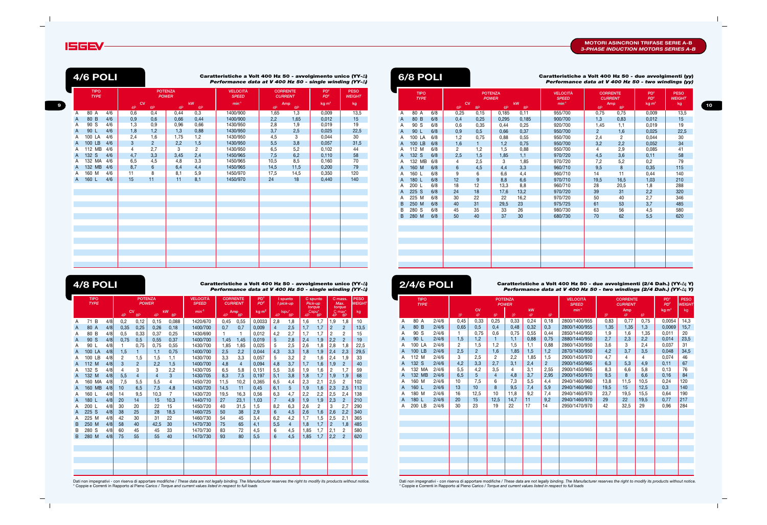## MOTORI ASINCRONI TRIFASE SERIE A-B
*3-PHASE INDUCTION MOTORS SERIES A-B*

## 4/6 POLI

**Caratteristiche a Volt 400 Hz 50 - avvolgimento unico (YY-Δ)**
***Performance data at V 400 Hz 50 - single winding (YY-Δ)***

| TIPO *TYPE* | | | POTENZA *POWER* CV | | kW | | VELOCITÀ *SPEED* | CORRENTE *CURRENT* Amp | | PD² | PESO *WEIGHT* |
|---|---|---|---|---|---|---|---|---|---|---|---|
| | | | 4P | 6P | 4P | 6P | min⁻¹ | 4P | 6P | kg m² | kg |
| A | 80 A | 4/6 | 0,6 | 0,4 | 0,44 | 0,3 | 1400/900 | 1,65 | 1,3 | 0,009 | 13,5 |
| A | 80 B | 4/6 | 0,9 | 0,6 | 0,66 | 0,44 | 1400/900 | 2,2 | 1,65 | 0,012 | 15 |
| A | 90 S | 4/6 | 1,3 | 0,9 | 0,96 | 0,66 | 1430/950 | 2,8 | 1,9 | 0,019 | 19 |
| A | 90 L | 4/6 | 1,8 | 1,2 | 1,3 | 0,88 | 1430/950 | 3,7 | 2,5 | 0,025 | 22,5 |
| A | 100 LA | 4/6 | 2,4 | 1,6 | 1,75 | 1,2 | 1430/950 | 4,5 | 3 | 0,044 | 30 |
| A | 100 LB | 4/6 | 3 | 2 | 2,2 | 1,5 | 1430/950 | 5,5 | 3,8 | 0,057 | 31,5 |
| A | 112 MB | 4/6 | 4 | 2,7 | 3 | 2 | 1430/950 | 6,5 | 5,2 | 0,102 | 44 |
| A | 132 S | 4/6 | 4,7 | 3,3 | 3,45 | 2,4 | 1450/965 | 7,5 | 6,2 | 0,110 | 58 |
| A | 132 MA | 4/6 | 6,5 | 4,5 | 4,8 | 3,3 | 1450/965 | 10,5 | 8,5 | 0,160 | 70 |
| A | 132 MB | 4/6 | 8,7 | 6 | 6,4 | 4,4 | 1450/965 | 14,5 | 11,5 | 0,200 | 79 |
| A | 160 M | 4/6 | 11 | 8 | 8,1 | 5,9 | 1450/970 | 17,5 | 14,5 | 0,350 | 120 |
| A | 160 L | 4/6 | 15 | 11 | 11 | 8,1 | 1450/970 | 24 | 18 | 0,440 | 140 |

## 4/8 POLI

**Caratteristiche a Volt 400 Hz 50 - avvolgimento unico (YY-Δ)**
***Performance data at V 400 Hz 50 - single winding (YY-Δ)***

| TIPO *TYPE* | | | POTENZA *POWER* CV | | kW | | VELOCITÀ *SPEED* | CORRENTE *CURRENT* Amp | | PD² | I spunto *I pick-up* Ispu* | | C spunto *Pick-up torque* Cspu* | | C mass. *Max. torque* C max* | | PESO *WEIGHT* |
|---|---|---|---|---|---|---|---|---|---|---|---|---|---|---|---|---|---|
| | | | 4P | 8P | 4P | 8P | min⁻¹ | 4P | 8P | kg m² | 4P | 8P | 4P | 8P | 4P | 8P | kg |
| A | 71 B | 4/8 | 0,2 | 0,12 | 0,15 | 0,088 | 1420/670 | 0,45 | 0,55 | 0,0033 | 2,8 | 1,8 | 1,6 | 1,7 | 1,9 | 1,8 | 10 |
| A | 80 A | 4/8 | 0,35 | 0,25 | 0,26 | 0,18 | 1400/700 | 0,7 | 0,7 | 0,009 | 4 | 2,5 | 1,7 | 1,7 | 2 | 2 | 13,5 |
| A | 80 B | 4/8 | 0,5 | 0,33 | 0,37 | 0,25 | 1430/690 | 1 | 1 | 0,012 | 4,2 | 2,7 | 1,7 | 1,7 | 2 | 2 | 15 |
| A | 90 S | 4/8 | 0,75 | 0,5 | 0,55 | 0,37 | 1400/700 | 1,45 | 1,45 | 0,019 | 5 | 2,8 | 2,4 | 1,9 | 2,2 | 2 | 19 |
| A | 90 L | 4/8 | 1 | 0,75 | 0,75 | 0,55 | 1430/700 | 1,85 | 1,85 | 0,025 | 5 | 2,5 | 2,6 | 1,8 | 2,8 | 1,8 | 22,5 |
| A | 100 LA | 4/8 | 1,5 | 1 | 1,1 | 0,75 | 1400/700 | 2,5 | 2,2 | 0,044 | 4,3 | 3,3 | 1,8 | 1,9 | 2,4 | 2,3 | 29,5 |
| A | 100 LB | 4/8 | 2 | 1,5 | 1,5 | 1,1 | 1430/700 | 3,3 | 3,3 | 0,057 | 5 | 3,2 | 2 | 1,6 | 2,4 | 1,9 | 33 |
| A | 112 M | 4/8 | 3 | 2 | 2,2 | 1,5 | 1400/700 | 4,8 | 4 | 0,094 | 4,8 | 3,7 | 1,7 | 1,6 | 1,9 | 2 | 40 |
| A | 132 S | 4/8 | 4 | 3 | 3 | 2,2 | 1430/705 | 6,5 | 5,8 | 0,151 | 5,5 | 3,6 | 1,9 | 1,6 | 2 | 1,7 | 59 |
| A | 132 M | 4/8 | 5,5 | 4 | 4 | 3 | 1430/705 | 8,3 | 7,5 | 0,197 | 5,1 | 3,8 | 1,8 | 1,7 | 1,9 | 1,9 | 68 |
| A | 160 MA | 4/8 | 7,5 | 5,5 | 5,5 | 4 | 1450/720 | 11,5 | 10,2 | 0,365 | 6,5 | 4,4 | 2,3 | 2,1 | 2,5 | 2 | 102 |
| A | 160 MB | 4/8 | 10 | 6,5 | 7,5 | 4,8 | 1430/720 | 14,5 | 11 | 0,45 | 6,1 | 5 | 1,9 | 1,6 | 2,3 | 2,5 | 113 |
| A | 160 L | 4/8 | 14 | 9,5 | 10,3 | 7 | 1430/720 | 19,5 | 16,3 | 0,56 | 6,3 | 4,7 | 2,2 | 2,2 | 2,5 | 2,4 | 138 |
| A | 180 L | 4/8 | 20 | 14 | 15 | 10,3 | 1440/710 | 27 | 23,1 | 1,03 | 7 | 4,9 | 1,9 | 1,9 | 2,3 | 2 | 210 |
| A | 200 L | 4/8 | 30 | 20 | 22 | 15 | 1450/720 | 40 | 31,5 | 1,5 | 8,2 | 6,3 | 2,6 | 2 | 3 | 2,7 | 290 |
| A | 225 S | 4/8 | 38 | 25 | 28 | 18,5 | 1460/725 | 50 | 38 | 2,9 | 6 | 4,5 | 2,6 | 1,6 | 2,6 | 2,2 | 340 |
| A | 225 M | 4/8 | 42 | 30 | 31 | 22 | 1460/730 | 54 | 45 | 3,4 | 6,2 | 4,2 | 1,7 | 1,5 | 2,5 | 2,1 | 365 |
| B | 250 M | 4/8 | 58 | 40 | 42,5 | 30 | 1470/730 | 75 | 65 | 4,1 | 5,5 | 4 | 1,8 | 1,7 | 2 | 1,8 | 485 |
| B | 280 S | 4/8 | 60 | 45 | 45 | 33 | 1470/730 | 83 | 72 | 4,5 | 6 | 4,5 | 1,85 | 1,7 | 2,1 | 2 | 580 |
| B | 280 M | 4/8 | 75 | 55 | 55 | 40 | 1470/730 | 93 | 80 | 5,5 | 6 | 4,5 | 1,85 | 1,7 | 2,2 | 2 | 620 |

Dati non impegnativi - con riserva di apportare modifiche / *These data are not legally binding. The Manufacturer reserves the right to modify its products without notice.*
\* Coppie e Correnti in Rapporto al Pieno Carico / *Torque and current values listed in respect to full loads*

## 6/8 POLI

**Caratteristiche a Volt 400 Hz 50 - due avvolgimenti (yy)**
***Performance data at V 400 Hz 50 - two windings (yy)***

| TIPO *TYPE* | | | POTENZA *POWER* CV | | kW | | VELOCITÀ *SPEED* | CORRENTE *CURRENT* Amp | | PD² | PESO *WEIGHT* |
|---|---|---|---|---|---|---|---|---|---|---|---|
| | | | 6P | 8P | 6P | 8P | min⁻¹ | 6P | 8P | kg m² | kg |
| A | 80 A | 6/8 | 0,25 | 0,15 | 0,185 | 0,11 | 955/700 | 0,75 | 0,75 | 0,009 | 13,5 |
| A | 80 B | 6/8 | 0,4 | 0,25 | 0,295 | 0,185 | 900/700 | 1,3 | 0,83 | 0,012 | 15 |
| A | 90 S | 6/8 | 0,6 | 0,35 | 0,44 | 0,25 | 920/700 | 1,45 | 1,1 | 0,019 | 19 |
| A | 90 L | 6/8 | 0,9 | 0,5 | 0,66 | 0,37 | 950/700 | 2 | 1,6 | 0,025 | 22,5 |
| A | 100 LA | 6/8 | 1,2 | 0,75 | 0,88 | 0,55 | 950/700 | 2,4 | 2 | 0,044 | 30 |
| A | 100 LB | 6/8 | 1,6 | 1 | 1,2 | 0,75 | 950/700 | 3,2 | 2,2 | 0,052 | 34 |
| A | 112 M | 6/8 | 2 | 1,2 | 1,5 | 0,88 | 950/700 | 4 | 2,9 | 0,085 | 41 |
| A | 132 S | 6/8 | 2,5 | 1,5 | 1,85 | 1,1 | 970/720 | 4,5 | 3,6 | 0,11 | 58 |
| A | 132 MB | 6/8 | 4 | 2,5 | 3 | 1,85 | 970/720 | 7,2 | 5,2 | 0,2 | 79 |
| A | 160 M | 6/8 | 6 | 4,5 | 4,4 | 3,3 | 960/710 | 9,5 | 8 | 0,35 | 115 |
| A | 160 L | 6/8 | 9 | 6 | 6,6 | 4,4 | 960/710 | 14 | 11 | 0,44 | 140 |
| A | 180 L | 6/8 | 12 | 9 | 8,8 | 6,6 | 970/710 | 19,5 | 16,5 | 1,03 | 210 |
| A | 200 L | 6/8 | 18 | 12 | 13,3 | 8,8 | 960/710 | 28 | 20,5 | 1,8 | 288 |
| A | 225 S | 6/8 | 24 | 18 | 17,6 | 13,2 | 970/720 | 39 | 31 | 2,2 | 320 |
| A | 225 M | 6/8 | 30 | 22 | 22 | 16,2 | 970/720 | 50 | 40 | 2,7 | 346 |
| B | 250 M | 6/8 | 40 | 31 | 29,5 | 23 | 975/725 | 61 | 53 | 3,7 | 485 |
| B | 280 S | 6/8 | 45 | 35 | 33 | 26 | 980/730 | 63 | 56 | 4,5 | 580 |
| B | 280 M | 6/8 | 50 | 40 | 37 | 30 | 680/730 | 70 | 62 | 5,5 | 620 |

## 2/4/6 POLI

**Caratteristiche a Volt 400 Hz 50 - due avvolgimenti (2/4 Dah.) (YY-Δ; Y)**
***Performance data at V 400 Hz 50 - two windings (2/4 Dah.) (YY-Δ; Y)***

| TIPO *TYPE* | | | POTENZA *POWER* CV | | | kW | | | VELOCITÀ *SPEED* | CORRENTE *CURRENT* Amp | | | PD² | PESO *WEIGHT* |
|---|---|---|---|---|---|---|---|---|---|---|---|---|---|---|
| | | | 2P | 4P | 6P | 2P | 4P | 6P | min⁻¹ | 2P | 4P | 6P | kg m² | kg |
| A | 80 A | 2/4/6 | 0,45 | 0,33 | 0,25 | 0,33 | 0,24 | 0,18 | 2800/1400/955 | 0,83 | 0,77 | 0,75 | 0,0054 | 14,3 |
| A | 80 B | 2/4/6 | 0,65 | 0,5 | 0,4 | 0,48 | 0,32 | 0,3 | 2800/1400/955 | 1,35 | 1,35 | 1,3 | 0,0069 | 15,7 |
| A | 90 S | 2/4/6 | 1 | 0,75 | 0,6 | 0,75 | 0,55 | 0,44 | 2850/1440/950 | 1,9 | 1,6 | 1,35 | 0,011 | 20 |
| A | 90 L | 2/4/6 | 1,5 | 1,2 | 1 | 1,1 | 0,88 | 0,75 | 2880/1440/950 | 2,7 | 2,3 | 2,2 | 0,014 | 23,5 |
| A | 100 LA | 2/4/6 | 2 | 1,5 | 1,2 | 1,5 | 1,1 | 0,88 | 2860/1430/950 | 3,6 | 3 | 2,4 | 0,037 | 31 |
| A | 100 LB | 2/4/6 | 2,5 | 2 | 1,6 | 1,85 | 1,5 | 1,2 | 2870/1430/950 | 4,2 | 3,7 | 3,5 | 0,048 | 34,5 |
| A | 112 M | 2/4/6 | 3 | 2,5 | 2 | 2,2 | 1,85 | 1,5 | 2900/1450/970 | 4,7 | 4 | 4 | 0,074 | 46 |
| A | 132 S | 2/4/6 | 4,2 | 3,3 | 2,7 | 3,1 | 2,4 | 2 | 2900/1450/965 | 6,3 | 5,3 | 4,9 | 0,11 | 67 |
| A | 132 MA | 2/4/6 | 5,5 | 4,2 | 3,5 | 4 | 3,1 | 2,55 | 2900/1450/965 | 8,3 | 6,6 | 5,8 | 0,13 | 76 |
| A | 132 MB | 2/4/6 | 6,5 | 5 | 4 | 4,8 | 3,7 | 2,95 | 2900/1450/970 | 9,5 | 8 | 6,6 | 0,16 | 84 |
| A | 160 M | 2/4/6 | 10 | 7,5 | 6 | 7,3 | 5,5 | 4,4 | 2940/1460/960 | 13,8 | 11,5 | 10,5 | 0,24 | 120 |
| A | 160 L | 2/4/6 | 13 | 10 | 8 | 9,5 | 7,4 | 5,9 | 2940/1460/960 | 19,5 | 15 | 12,5 | 0,3 | 140 |
| A | 180 M | 2/4/6 | 16 | 12,5 | 10 | 11,8 | 9,2 | 7,4 | 2940/1460/970 | 23,7 | 19,5 | 15,5 | 0,64 | 190 |
| A | 180 L | 2/4/6 | 20 | 15 | 12,5 | 14,7 | 11 | 9,2 | 2940/1460/970 | 29 | 22 | 19,5 | 0,77 | 217 |
| A | 200 LB | 2/4/6 | 30 | 23 | 19 | 22 | 17 | 14 | 2950/1470/970 | 42 | 32,5 | 29 | 0,96 | 284 |

Dati non impegnativi - con riserva di apportare modifiche / *These data are not legally binding. The Manufacturer reserves the right to modify its products without notice.*
\* Coppie e Correnti in Rapporto al Pieno Carico / *Torque and current values listed in respect to full loads*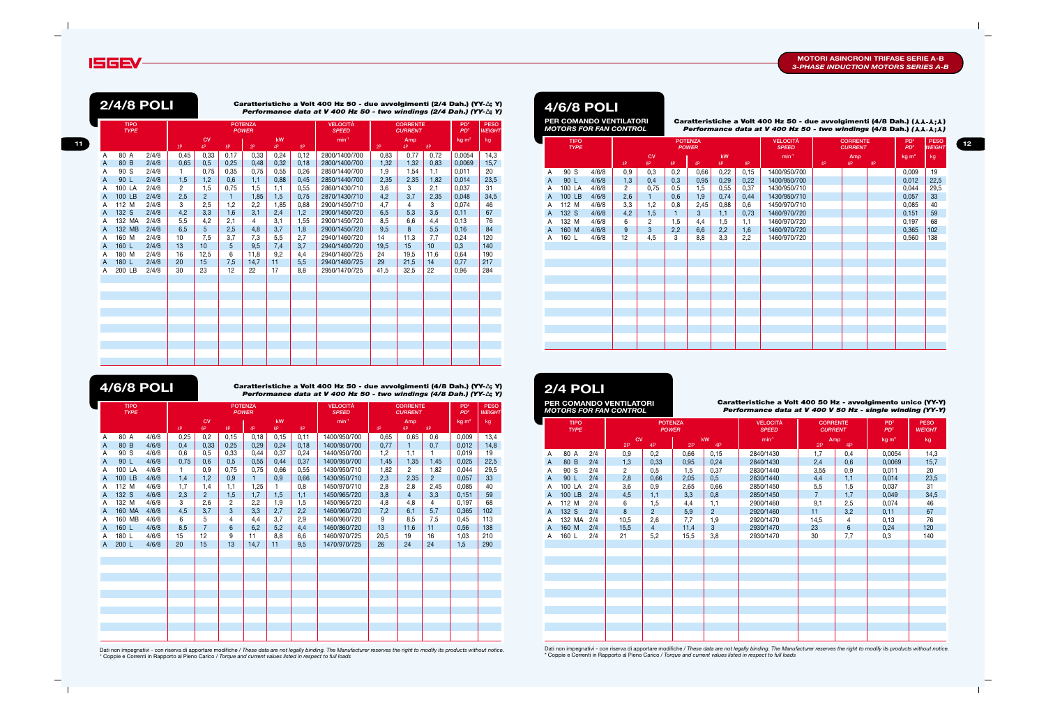# MOTORI ASINCRONI TRIFASE SERIE A-B
*3-PHASE INDUCTION MOTORS SERIES A-B*

## 2/4/8 POLI

**Caratteristiche a Volt 400 Hz 50 - due avvolgimenti (2/4 Dah.) (YY-Δ; Y)**
*Performance data at V 400 Hz 50 - two windings (2/4 Dah.) (YY-Δ; Y)*

| TIPO *TYPE* | | | POTENZA *POWER* CV | | | kW | | | VELOCITÀ *SPEED* | CORRENTE *CURRENT* Amp | | | PD² *PD²* | PESO *WEIGHT* |
|---|---|---|---|---|---|---|---|---|---|---|---|---|---|---|
| | | | 2P | 4P | 8P | 2P | 4P | 8P | min⁻¹ | 2P | 4P | 8P | kg m² | kg |
| A | 80 A | 2/4/8 | 0,45 | 0,33 | 0,17 | 0,33 | 0,24 | 0,12 | 2800/1400/700 | 0,83 | 0,77 | 0,72 | 0,0054 | 14,3 |
| A | 80 B | 2/4/8 | 0,65 | 0,5 | 0,25 | 0,48 | 0,32 | 0,18 | 2800/1400/700 | 1,32 | 1,32 | 0,83 | 0,0069 | 15,7 |
| A | 90 S | 2/4/8 | 1 | 0,75 | 0,35 | 0,75 | 0,55 | 0,26 | 2850/1440/700 | 1,9 | 1,54 | 1,1 | 0,011 | 20 |
| A | 90 L | 2/4/8 | 1,5 | 1,2 | 0,6 | 1,1 | 0,88 | 0,45 | 2850/1440/700 | 2,35 | 2,35 | 1,82 | 0,014 | 23,5 |
| A | 100 LA | 2/4/8 | 2 | 1,5 | 0,75 | 1,5 | 1,1 | 0,55 | 2860/1430/710 | 3,6 | 3 | 2,1 | 0,037 | 31 |
| A | 100 LB | 2/4/8 | 2,5 | 2 | 1 | 1,85 | 1,5 | 0,75 | 2870/1430/710 | 4,2 | 3,7 | 2,35 | 0,048 | 34,5 |
| A | 112 M | 2/4/8 | 3 | 2,5 | 1,2 | 2,2 | 1,85 | 0,88 | 2900/1450/710 | 4,7 | 4 | 3 | 0,074 | 46 |
| A | 132 S | 2/4/8 | 4,2 | 3,3 | 1,6 | 3,1 | 2,4 | 1,2 | 2900/1450/720 | 6,5 | 5,3 | 3,5 | 0,11 | 67 |
| A | 132 MA | 2/4/8 | 5,5 | 4,2 | 2,1 | 4 | 3,1 | 1,55 | 2900/1450/720 | 8,5 | 6,6 | 4,4 | 0,13 | 76 |
| A | 132 MB | 2/4/8 | 6,5 | 5 | 2,5 | 4,8 | 3,7 | 1,8 | 2900/1450/720 | 9,5 | 8 | 5,5 | 0,16 | 84 |
| A | 160 M | 2/4/8 | 10 | 7,5 | 3,7 | 7,3 | 5,5 | 2,7 | 2940/1460/720 | 14 | 11,3 | 7,7 | 0,24 | 120 |
| A | 160 L | 2/4/8 | 13 | 10 | 5 | 9,5 | 7,4 | 3,7 | 2940/1460/720 | 19,5 | 15 | 10 | 0,3 | 140 |
| A | 180 M | 2/4/8 | 16 | 12,5 | 6 | 11,8 | 9,2 | 4,4 | 2940/1460/725 | 24 | 19,5 | 11,6 | 0,64 | 190 |
| A | 180 L | 2/4/8 | 20 | 15 | 7,5 | 14,7 | 11 | 5,5 | 2940/1460/725 | 29 | 21,5 | 14 | 0,77 | 217 |
| A | 200 LB | 2/4/8 | 30 | 23 | 12 | 22 | 17 | 8,8 | 2950/1470/725 | 41,5 | 32,5 | 22 | 0,96 | 284 |

## 4/6/8 POLI

**Caratteristiche a Volt 400 Hz 50 - due avvolgimenti (4/8 Dah.) (YY-Δ; Y)**
*Performance data at V 400 Hz 50 - two windings (4/8 Dah.) (YY-Δ; Y)*

| TIPO *TYPE* | | | POTENZA *POWER* CV | | | kW | | | VELOCITÀ *SPEED* | CORRENTE *CURRENT* Amp | | | PD² *PD²* | PESO *WEIGHT* |
|---|---|---|---|---|---|---|---|---|---|---|---|---|---|---|
| | | | 4P | 6P | 8P | 4P | 6P | 8P | min⁻¹ | 4P | 6P | 8P | kg m² | kg |
| A | 80 A | 4/6/8 | 0,25 | 0,2 | 0,15 | 0,18 | 0,15 | 0,11 | 1400/950/700 | 0,65 | 0,65 | 0,6 | 0,009 | 13,4 |
| A | 80 B | 4/6/8 | 0,4 | 0,33 | 0,25 | 0,29 | 0,24 | 0,18 | 1400/950/700 | 0,77 | 1 | 0,7 | 0,012 | 14,8 |
| A | 90 S | 4/6/8 | 0,6 | 0,5 | 0,33 | 0,44 | 0,37 | 0,24 | 1440/950/700 | 1,2 | 1,1 | 1 | 0,019 | 19 |
| A | 90 L | 4/6/8 | 0,75 | 0,6 | 0,5 | 0,55 | 0,44 | 0,37 | 1400/950/700 | 1,45 | 1,35 | 1,45 | 0,025 | 22,5 |
| A | 100 LA | 4/6/8 | 1 | 0,9 | 0,75 | 0,75 | 0,66 | 0,55 | 1430/950/710 | 1,82 | 2 | 1,82 | 0,044 | 29,5 |
| A | 100 LB | 4/6/8 | 1,4 | 1,2 | 0,9 | 1 | 0,9 | 0,66 | 1430/950/710 | 2,3 | 2,35 | 2 | 0,057 | 33 |
| A | 112 M | 4/6/8 | 1,7 | 1,4 | 1,1 | 1,25 | 1 | 0,8 | 1450/970/710 | 2,8 | 2,8 | 2,45 | 0,085 | 40 |
| A | 132 S | 4/6/8 | 2,3 | 2 | 1,5 | 1,7 | 1,5 | 1,1 | 1450/965/720 | 3,8 | 4 | 3,3 | 0,151 | 59 |
| A | 132 M | 4/6/8 | 3 | 2,6 | 2 | 2,2 | 1,9 | 1,5 | 1450/965/720 | 4,8 | 4,8 | 4 | 0,197 | 68 |
| A | 160 MA | 4/6/8 | 4,5 | 3,7 | 3 | 3,3 | 2,7 | 2,2 | 1460/960/720 | 7,2 | 6,1 | 5,7 | 0,365 | 102 |
| A | 160 MB | 4/6/8 | 6 | 5 | 4 | 4,4 | 3,7 | 2,9 | 1460/960/720 | 9 | 8,5 | 7,5 | 0,45 | 113 |
| A | 160 L | 4/6/8 | 8,5 | 7 | 6 | 6,2 | 5,2 | 4,4 | 1460/860/720 | 13 | 11,6 | 11 | 0,56 | 138 |
| A | 180 L | 4/6/8 | 15 | 12 | 9 | 11 | 8,8 | 6,6 | 1460/970/725 | 20,5 | 19 | 16 | 1,03 | 210 |
| A | 200 L | 4/6/8 | 20 | 15 | 13 | 14,7 | 11 | 9,5 | 1470/970/725 | 26 | 24 | 24 | 1,5 | 290 |

Dati non impegnativi - con riserva di apportare modifiche / *These data are not legally binding. The Manufacturer reserves the right to modify its products without notice.*
* Coppie e Correnti in Rapporto al Pieno Carico / *Torque and current values listed in respect to full loads*

## 4/6/8 POLI

**PER COMANDO VENTILATORI**
*MOTORS FOR FAN CONTROL*

**Caratteristiche a Volt 400 Hz 50 - due avvolgimenti (4/8 Dah.) (⅄⅄-⅄;⅄)**
*Performance data at V 400 Hz 50 - two windings (4/8 Dah.) (⅄⅄-⅄;⅄)*

| TIPO *TYPE* | | | POTENZA *POWER* CV | | | kW | | | VELOCITÀ *SPEED* | CORRENTE *CURRENT* Amp | | | PD² *PD²* | PESO *WEIGHT* |
|---|---|---|---|---|---|---|---|---|---|---|---|---|---|---|
| | | | 4P | 6P | 8P | 4P | 6P | 8P | min⁻¹ | 4P | 6P | 8P | kg m² | kg |
| A | 90 S | 4/6/8 | 0,9 | 0,3 | 0,2 | 0,66 | 0,22 | 0,15 | 1400/950/700 | | | | 0,009 | 19 |
| A | 90 L | 4/6/8 | 1,3 | 0,4 | 0,3 | 0,95 | 0,29 | 0,22 | 1400/950/700 | | | | 0,012 | 22,5 |
| A | 100 LA | 4/6/8 | 2 | 0,75 | 0,5 | 1,5 | 0,55 | 0,37 | 1430/950/710 | | | | 0,044 | 29,5 |
| A | 100 LB | 4/6/8 | 2,6 | 1 | 0,6 | 1,9 | 0,74 | 0,44 | 1430/950/710 | | | | 0,057 | 33 |
| A | 112 M | 4/6/8 | 3,3 | 1,2 | 0,8 | 2,45 | 0,88 | 0,6 | 1450/970/710 | | | | 0,085 | 40 |
| A | 132 S | 4/6/8 | 4,2 | 1,5 | 1 | 3 | 1,1 | 0,73 | 1460/970/720 | | | | 0,151 | 59 |
| A | 132 M | 4/6/8 | 6 | 2 | 1,5 | 4,4 | 1,5 | 1,1 | 1460/970/720 | | | | 0,197 | 68 |
| A | 160 M | 4/6/8 | 9 | 3 | 2,2 | 6,6 | 2,2 | 1,6 | 1460/970/720 | | | | 0,365 | 102 |
| A | 160 L | 4/6/8 | 12 | 4,5 | 3 | 8,8 | 3,3 | 2,2 | 1460/970/720 | | | | 0,560 | 138 |

## 2/4 POLI

**PER COMANDO VENTILATORI**
*MOTORS FOR FAN CONTROL*

**Caratteristiche a Volt 400 50 Hz - avvolgimento unico (YY-Y)**
*Performance data at V 400 V 50 Hz - single winding (YY-Y)*

| TIPO *TYPE* | | | POTENZA *POWER* CV | | kW | | VELOCITÀ *SPEED* | CORRENTE *CURRENT* Amp | | PD² *PD²* | PESO *WEIGHT* |
|---|---|---|---|---|---|---|---|---|---|---|---|
| | | | 2P | 4P | 2P | 4P | min⁻¹ | 2P | 4P | kg m² | kg |
| A | 80 A | 2/4 | 0,9 | 0,2 | 0,66 | 0,15 | 2840/1430 | 1,7 | 0,4 | 0,0054 | 14,3 |
| A | 80 B | 2/4 | 1,3 | 0,33 | 0,95 | 0,24 | 2840/1430 | 2,4 | 0,6 | 0,0069 | 15,7 |
| A | 90 S | 2/4 | 2 | 0,5 | 1,5 | 0,37 | 2830/1440 | 3,55 | 0,9 | 0,011 | 20 |
| A | 90 L | 2/4 | 2,8 | 0,66 | 2,05 | 0,5 | 2830/1440 | 4,4 | 1,1 | 0,014 | 23,5 |
| A | 100 LA | 2/4 | 3,6 | 0,9 | 2,65 | 0,66 | 2850/1450 | 5,5 | 1,5 | 0,037 | 31 |
| A | 100 LB | 2/4 | 4,5 | 1,1 | 3,3 | 0,8 | 2850/1450 | 7 | 1,7 | 0,049 | 34,5 |
| A | 112 M | 2/4 | 6 | 1,5 | 4,4 | 1,1 | 2900/1460 | 9,1 | 2,5 | 0,074 | 46 |
| A | 132 S | 2/4 | 8 | 2 | 5,9 | 2 | 2920/1460 | 11 | 3,2 | 0,11 | 67 |
| A | 132 MA | 2/4 | 10,5 | 2,6 | 7,7 | 1,9 | 2920/1470 | 14,5 | 4 | 0,13 | 76 |
| A | 160 M | 2/4 | 15,5 | 4 | 11,4 | 3 | 2930/1470 | 23 | 6 | 0,24 | 120 |
| A | 160 L | 2/4 | 21 | 5,2 | 15,5 | 3,8 | 2930/1470 | 30 | 7,7 | 0,3 | 140 |

Dati non impegnativi - con riserva di apportare modifiche / *These data are not legally binding. The Manufacturer reserves the right to modify its products without notice.*
* Coppie e Correnti in Rapporto al Pieno Carico / *Torque and current values listed in respect to full loads*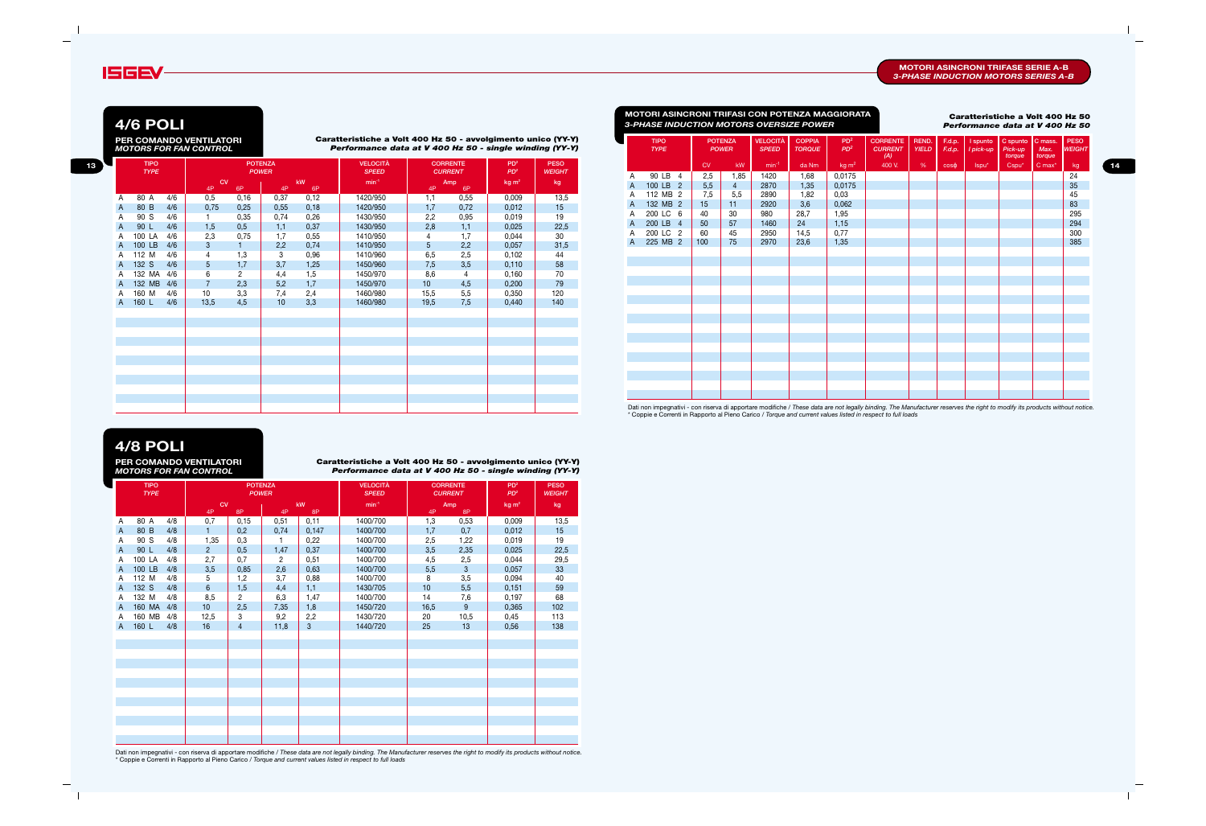# 4/6 POLI

**PER COMANDO VENTILATORI**
*MOTORS FOR FAN CONTROL*

**Caratteristiche a Volt 400 Hz 50 - avvolgimento unico (YY-Y)**
***Performance data at V 400 Hz 50 - single winding (YY-Y)***

| TIPO *TYPE* | | | POTENZA *POWER* | | | | VELOCITÀ *SPEED* | CORRENTE *CURRENT* | | PD² *PD²* | PESO *WEIGHT* |
|---|---|---|---|---|---|---|---|---|---|---|---|
| | | | CV | | kW | | min⁻¹ | Amp | | kg m² | kg |
| | | | 4P | 6P | 4P | 6P | | 4P | 6P | | |
| A | 80 A | 4/6 | 0,5 | 0,16 | 0,37 | 0,12 | 1420/950 | 1,1 | 0,55 | 0,009 | 13,5 |
| A | 80 B | 4/6 | 0,75 | 0,25 | 0,55 | 0,18 | 1420/950 | 1,7 | 0,72 | 0,012 | 15 |
| A | 90 S | 4/6 | 1 | 0,35 | 0,74 | 0,26 | 1430/950 | 2,2 | 0,95 | 0,019 | 19 |
| A | 90 L | 4/6 | 1,5 | 0,5 | 1,1 | 0,37 | 1430/950 | 2,8 | 1,1 | 0,025 | 22,5 |
| A | 100 LA | 4/6 | 2,3 | 0,75 | 1,7 | 0,55 | 1410/950 | 4 | 1,7 | 0,044 | 30 |
| A | 100 LB | 4/6 | 3 | 1 | 2,2 | 0,74 | 1410/950 | 5 | 2,2 | 0,057 | 31,5 |
| A | 112 M | 4/6 | 4 | 1,3 | 3 | 0,96 | 1410/960 | 6,5 | 2,5 | 0,102 | 44 |
| A | 132 S | 4/6 | 5 | 1,7 | 3,7 | 1,25 | 1450/960 | 7,5 | 3,5 | 0,110 | 58 |
| A | 132 MA | 4/6 | 6 | 2 | 4,4 | 1,5 | 1450/970 | 8,6 | 4 | 0,160 | 70 |
| A | 132 MB | 4/6 | 7 | 2,3 | 5,2 | 1,7 | 1450/970 | 10 | 4,5 | 0,200 | 79 |
| A | 160 M | 4/6 | 10 | 3,3 | 7,4 | 2,4 | 1460/980 | 15,5 | 5,5 | 0,350 | 120 |
| A | 160 L | 4/6 | 13,5 | 4,5 | 10 | 3,3 | 1460/980 | 19,5 | 7,5 | 0,440 | 140 |

# 4/8 POLI

**PER COMANDO VENTILATORI**
*MOTORS FOR FAN CONTROL*

**Caratteristiche a Volt 400 Hz 50 - avvolgimento unico (YY-Y)**
***Performance data at V 400 Hz 50 - single winding (YY-Y)***

| TIPO *TYPE* | | | POTENZA *POWER* | | | | VELOCITÀ *SPEED* | CORRENTE *CURRENT* | | PD² *PD²* | PESO *WEIGHT* |
|---|---|---|---|---|---|---|---|---|---|---|---|
| | | | CV | | kW | | min⁻¹ | Amp | | kg m² | kg |
| | | | 4P | 8P | 4P | 8P | | 4P | 8P | | |
| A | 80 A | 4/8 | 0,7 | 0,15 | 0,51 | 0,11 | 1400/700 | 1,3 | 0,53 | 0,009 | 13,5 |
| A | 80 B | 4/8 | 1 | 0,2 | 0,74 | 0,147 | 1400/700 | 1,7 | 0,7 | 0,012 | 15 |
| A | 90 S | 4/8 | 1,35 | 0,3 | 1 | 0,22 | 1400/700 | 2,5 | 1,22 | 0,019 | 19 |
| A | 90 L | 4/8 | 2 | 0,5 | 1,47 | 0,37 | 1400/700 | 3,5 | 2,35 | 0,025 | 22,5 |
| A | 100 LA | 4/8 | 2,7 | 0,7 | 2 | 0,51 | 1400/700 | 4,5 | 2,5 | 0,044 | 29,5 |
| A | 100 LB | 4/8 | 3,5 | 0,85 | 2,6 | 0,63 | 1400/700 | 5,5 | 3 | 0,057 | 33 |
| A | 112 M | 4/8 | 5 | 1,2 | 3,7 | 0,88 | 1400/700 | 8 | 3,5 | 0,094 | 40 |
| A | 132 S | 4/8 | 6 | 1,5 | 4,4 | 1,1 | 1430/705 | 10 | 5,5 | 0,151 | 59 |
| A | 132 M | 4/8 | 8,5 | 2 | 6,3 | 1,47 | 1400/700 | 14 | 7,6 | 0,197 | 68 |
| A | 160 MA | 4/8 | 10 | 2,5 | 7,35 | 1,8 | 1450/720 | 16,5 | 9 | 0,365 | 102 |
| A | 160 MB | 4/8 | 12,5 | 3 | 9,2 | 2,2 | 1430/720 | 20 | 10,5 | 0,45 | 113 |
| A | 160 L | 4/8 | 16 | 4 | 11,8 | 3 | 1440/720 | 25 | 13 | 0,56 | 138 |

Dati non impegnativi - con riserva di apportare modifiche / *These data are not legally binding. The Manufacturer reserves the right to modify its products without notice.*
\* Coppie e Correnti in Rapporto al Pieno Carico / *Torque and current values listed in respect to full loads*

## MOTORI ASINCRONI TRIFASI CON POTENZA MAGGIORATA
*3-PHASE INDUCTION MOTORS OVERSIZE POWER*

**Caratteristiche a Volt 400 Hz 50**
***Performance data at V 400 Hz 50***

| TIPO *TYPE* | | | POTENZA *POWER* | | VELOCITÀ *SPEED* | COPPIA *TORQUE* | PD² *PD²* | CORRENTE *CURRENT* (A) | REND. *YIELD* | F.d.p. *F.d.p.* | I spunto *I pick-up* | C spunto *Pick-up torque* | C mass. *Max. torque* | PESO *WEIGHT* |
|---|---|---|---|---|---|---|---|---|---|---|---|---|---|---|
| | | | CV | kW | min⁻¹ | da Nm | kg m² | 400 V. | % | cosφ | Ispu* | Cspu* | C max* | kg |
| A | 90 LB | 4 | 2,5 | 1,85 | 1420 | 1,68 | 0,0175 | | | | | | | 24 |
| A | 100 LB | 2 | 5,5 | 4 | 2870 | 1,35 | 0,0175 | | | | | | | 35 |
| A | 112 MB | 2 | 7,5 | 5,5 | 2890 | 1,82 | 0,03 | | | | | | | 45 |
| A | 132 MB | 2 | 15 | 11 | 2920 | 3,6 | 0,062 | | | | | | | 83 |
| A | 200 LC | 6 | 40 | 30 | 980 | 28,7 | 1,95 | | | | | | | 295 |
| A | 200 LB | 4 | 50 | 57 | 1460 | 24 | 1,15 | | | | | | | 294 |
| A | 200 LC | 2 | 60 | 45 | 2950 | 14,5 | 0,77 | | | | | | | 300 |
| A | 225 MB | 2 | 100 | 75 | 2970 | 23,6 | 1,35 | | | | | | | 385 |

Dati non impegnativi - con riserva di apportare modifiche / *These data are not legally binding. The Manufacturer reserves the right to modify its products without notice.*
\* Coppie e Correnti in Rapporto al Pieno Carico / *Torque and current values listed in respect to full loads*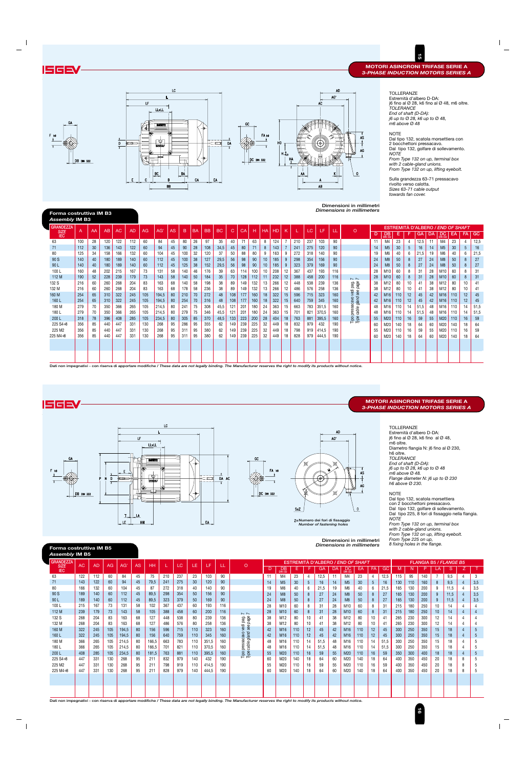# MOTORI ASINCRONI TRIFASE SERIE A
*3-PHASE INDUCTION MOTORS SERIES A*

TOLLERANZE
Estremità d'albero D-DA:
j6 fino al Ø 28, k6 fino al Ø 48, m6 oltre.
*TOLERANCE*
*End of shaft (D-DA):*
*j6 up to Ø 28, k6 up to Ø 48,*
*m6 above Ø 48*

NOTE
Dal tipo 132, scatola morsettiera con 2 bocchettoni pressacavo.
Dal tipo 132, golfare di sollevamento.
*NOTE*
*From Type 132 on up, terminal box with 2 cable-gland unions.*
*From Type 132 on up, lifting eyebolt.*

Sulla grandezza 63-71 pressacavo rivolto verso calotta.
*Sizes 63-71 cable output towards fan cover.*

Dimensioni in millimetri
*Dimensions in millimeters*

## Forma costruttiva IM B3
*Assembly IM B3*

| GRANDEZZA *SIZE* IEC | A | AA | AB | AC | AD | AG | AG' | AS | B | BA | BB | BC | C | CA | H | HA | HD | K | L | LC | LF | LL | O | D | DB DIN 332 | E | F | GA | DA | DC DIN 332 | EA | FA | GC |
|---|---|---|---|---|---|---|---|---|---|---|---|---|---|---|---|---|---|---|---|---|---|---|---|---|---|---|---|---|---|---|---|---|---|
| | | | | | | | | | | | | | | | | | | | | | | | | ESTREMITÀ D'ALBERO / *END OF SHAFT* | | | | | | | | | |
| 63 | 100 | 28 | 120 | 122 | 112 | 60 | 84 | 45 | 80 | 26 | 97 | 35 | 40 | 71 | 63 | 8 | 124 | 7 | 210 | 237 | 103 | 90 | Tipo pressacavo vedi pag. 7 / *Type cable gland see page 7* | 11 | M4 | 23 | 4 | 12,5 | 11 | M4 | 23 | 4 | 12,5 |
| 71 | 112 | 30 | 136 | 143 | 122 | 60 | 94 | 45 | 90 | 28 | 108 | 34,5 | 45 | 80 | 71 | 8 | 143 | 7 | 241 | 275 | 120 | 90 | | 14 | M5 | 30 | 5 | 16 | 14 | M5 | 30 | 5 | 16 |
| 80 | 125 | 34 | 158 | 166 | 132 | 60 | 104 | 45 | 100 | 32 | 120 | 37 | 50 | 88 | 80 | 9 | 163 | 9 | 272 | 318 | 140 | 90 | | 19 | M6 | 40 | 6 | 21,5 | 19 | M6 | 40 | 6 | 21,5 |
| 90 S | 140 | 40 | 180 | 189 | 140 | 60 | 112 | 45 | 100 | 38 | 127 | 29,5 | 56 | 98 | 90 | 10 | 185 | 9 | 298 | 354 | 156 | 90 | | 24 | M8 | 50 | 8 | 27 | 24 | M8 | 50 | 8 | 27 |
| 90 L | 140 | 40 | 180 | 189 | 140 | 60 | 112 | 45 | 125 | 38 | 152 | 29,5 | 56 | 98 | 90 | 10 | 185 | 9 | 323 | 379 | 169 | 90 | | 24 | M8 | 50 | 8 | 27 | 24 | M8 | 50 | 8 | 27 |
| 100 L | 160 | 48 | 202 | 215 | 167 | 73 | 131 | 58 | 140 | 46 | 176 | 39 | 63 | 114 | 100 | 10 | 208 | 12 | 367 | 437 | 193 | 116 | | 28 | M10 | 60 | 8 | 31 | 28 | M10 | 60 | 8 | 31 |
| 112 M | 190 | 52 | 228 | 239 | 179 | 73 | 143 | 58 | 140 | 50 | 184 | 35 | 70 | 128 | 112 | 11 | 232 | 12 | 388 | 458 | 200 | 116 | | 28 | M10 | 60 | 8 | 31 | 28 | M10 | 60 | 8 | 31 |
| 132 S | 216 | 60 | 260 | 268 | 204 | 83 | 163 | 68 | 140 | 58 | 198 | 38 | 89 | 149 | 132 | 13 | 266 | 12 | 448 | 538 | 239 | 136 | | 38 | M12 | 80 | 10 | 41 | 38 | M12 | 80 | 10 | 41 |
| 132 M | 216 | 60 | 260 | 268 | 204 | 83 | 163 | 68 | 178 | 58 | 236 | 38 | 89 | 149 | 132 | 13 | 266 | 12 | 486 | 576 | 258 | 136 | | 38 | M12 | 80 | 10 | 41 | 38 | M12 | 80 | 10 | 41 |
| 160 M | 254 | 65 | 310 | 322 | 245 | 105 | 194,5 | 80 | 210 | 70 | 272 | 48 | 108 | 177 | 160 | 18 | 322 | 15 | 596 | 715 | 323 | 160 | | 42 | M16 | 110 | 12 | 45 | 42 | M16 | 110 | 12 | 45 |
| 160 L | 254 | 65 | 310 | 322 | 245 | 105 | 194,5 | 80 | 254 | 70 | 316 | 48 | 108 | 177 | 160 | 18 | 322 | 15 | 640 | 759 | 345 | 160 | | 42 | M16 | 110 | 12 | 45 | 42 | M16 | 110 | 12 | 45 |
| 180 M | 279 | 70 | 350 | 366 | 265 | 105 | 214,5 | 80 | 241 | 75 | 308 | 45,5 | 121 | 201 | 180 | 24 | 363 | 15 | 663 | 783 | 351,5 | 160 | | 48 | M16 | 110 | 14 | 51,5 | 48 | M16 | 110 | 14 | 51,5 |
| 180 L | 279 | 70 | 350 | 366 | 265 | 105 | 214,5 | 80 | 279 | 75 | 346 | 45,5 | 121 | 201 | 180 | 24 | 363 | 15 | 701 | 821 | 370,5 | 160 | | 48 | M16 | 110 | 14 | 51,5 | 48 | M16 | 110 | 14 | 51,5 |
| 200 L | 318 | 78 | 396 | 408 | 285 | 105 | 234,5 | 80 | 305 | 85 | 370 | 48,5 | 133 | 223 | 200 | 28 | 404 | 18 | 763 | 881 | 395,5 | 160 | | 55 | M20 | 110 | 16 | 59 | 55 | M20 | 110 | 16 | 59 |
| 225 S4÷8 | 356 | 85 | 440 | 447 | 331 | 130 | 268 | 95 | 286 | 95 | 355 | 62 | 149 | 239 | 225 | 32 | 449 | 18 | 832 | 979 | 432 | 190 | | 60 | M20 | 140 | 18 | 64 | 60 | M20 | 140 | 18 | 64 |
| 225 M2 | 356 | 85 | 440 | 447 | 331 | 130 | 268 | 95 | 311 | 95 | 380 | 62 | 149 | 239 | 225 | 32 | 449 | 18 | 798 | 919 | 414,5 | 190 | | 55 | M20 | 110 | 16 | 59 | 55 | M20 | 110 | 16 | 59 |
| 225 M4÷8 | 356 | 85 | 440 | 447 | 331 | 130 | 268 | 95 | 311 | 95 | 380 | 62 | 149 | 239 | 225 | 32 | 449 | 18 | 828 | 979 | 444,5 | 190 | | 60 | M20 | 140 | 18 | 64 | 60 | M20 | 140 | 18 | 64 |

Dati non impegnativi - con riserva di apportare modifiche / *These data are not legally binding. The Manufacturer reserves the right to modify its products without notice.*

# MOTORI ASINCRONI TRIFASE SERIE A
*3-PHASE INDUCTION MOTORS SERIES A*

TOLLERANZE
Estremità d'albero D-DA:
j6 fino al Ø 28, k6 fino al Ø 48,
m6 oltre.
Diametro flangia N: j6 fino al Ø 230,
h6 oltre.
*TOLERANCE*
*End of shaft (D-DA):*
*j6 up to Ø 28, k6 up to Ø 48*
*m6 above Ø 48.*
*Flange diameter N: j6 up to Ø 230*
*h6 above Ø 230.*

NOTE
Dal tipo 132, scatola morsettiera con 2 bocchettoni pressacavo.
Dal tipo 132, golfare di sollevamento.
Dal tipo 225, 8 fori di fissaggio nella flangia.
*NOTE*
*From Type 132 on up, terminal box with 2 cable-gland unions.*
*From Type 132 on up, lifting eyebolt.*
*From Type 225 on up, 8 fixing holes in the flange.*

Z=Numero dei fori di fissaggio
*Number of fastening holes*

Dimensioni in millimetri
*Dimensions in millimeters*

## Forma costruttiva IM B5
*Assembly IM B5*

| GRANDEZZA *SIZE* IEC | AC | AD | AG | AG' | AS | HH | L | LC | LE | LF | LL | O | D | DB DIN 332 | E | F | GA | DA | DC DIN 332 | EA | FA | GC | M | N | P | LA | S | Z | T |
|---|---|---|---|---|---|---|---|---|---|---|---|---|---|---|---|---|---|---|---|---|---|---|---|---|---|---|---|---|---|
| | | | | | | | | | | | | | ESTREMITÀ D'ALBERO / *END OF SHAFT* | | | | | | | | | | FLANGIA B5 / *FLANGE B5* | | | | | | |
| 63 | 122 | 112 | 60 | 84 | 45 | 75 | 210 | 237 | 23 | 103 | 90 | Tipo pressacavo vedi pag. 7 / *Type cable gland see page 7* | 11 | M4 | 23 | 4 | 12,5 | 11 | M4 | 23 | 4 | 12,5 | 115 | 95 | 140 | 7 | 9,5 | 4 | 3 |
| 71 | 143 | 122 | 60 | 94 | 45 | 79,5 | 241 | 275 | 30 | 120 | 90 | | 14 | M5 | 30 | 5 | 16 | 14 | M5 | 30 | 5 | 16 | 130 | 110 | 160 | 8 | 9,5 | 4 | 3,5 |
| 80 | 166 | 132 | 60 | 104 | 45 | 87 | 272 | 318 | 40 | 140 | 90 | | 19 | M6 | 40 | 6 | 21,5 | 19 | M6 | 40 | 6 | 21,5 | 165 | 130 | 200 | 9 | 11,5 | 4 | 3,5 |
| 90 S | 189 | 140 | 60 | 112 | 45 | 89,5 | 298 | 354 | 50 | 156 | 90 | | 24 | M8 | 50 | 8 | 27 | 24 | M8 | 50 | 8 | 27 | 165 | 130 | 200 | 9 | 11,5 | 4 | 3,5 |
| 90 L | 189 | 140 | 60 | 112 | 45 | 89,5 | 323 | 379 | 50 | 169 | 90 | | 24 | M8 | 50 | 8 | 27 | 24 | M8 | 50 | 8 | 27 | 165 | 130 | 200 | 9 | 11,5 | 4 | 3,5 |
| 100 L | 215 | 167 | 73 | 131 | 58 | 102 | 367 | 437 | 60 | 193 | 116 | | 28 | M10 | 60 | 8 | 31 | 28 | M10 | 60 | 8 | 31 | 215 | 180 | 250 | 10 | 14 | 4 | 4 |
| 112 M | 239 | 179 | 73 | 143 | 58 | 105 | 388 | 458 | 60 | 200 | 116 | | 28 | M10 | 60 | 8 | 31 | 28 | M10 | 60 | 8 | 31 | 215 | 180 | 250 | 10 | 14 | 4 | 4 |
| 132 S | 268 | 204 | 83 | 163 | 68 | 127 | 448 | 538 | 80 | 239 | 136 | | 38 | M12 | 80 | 10 | 41 | 38 | M12 | 80 | 10 | 41 | 265 | 230 | 300 | 12 | 14 | 4 | 4 |
| 132 M | 268 | 204 | 83 | 163 | 68 | 127 | 486 | 576 | 80 | 258 | 136 | | 38 | M12 | 80 | 10 | 41 | 38 | M12 | 80 | 10 | 41 | 265 | 230 | 300 | 12 | 14 | 4 | 4 |
| 160 M | 322 | 245 | 105 | 194,5 | 80 | 156 | 596 | 715 | 110 | 323 | 160 | | 42 | M16 | 110 | 12 | 45 | 42 | M16 | 110 | 12 | 45 | 300 | 250 | 350 | 15 | 18 | 4 | 5 |
| 160 L | 322 | 245 | 105 | 194,5 | 80 | 156 | 640 | 759 | 110 | 345 | 160 | | 42 | M16 | 110 | 12 | 45 | 42 | M16 | 110 | 12 | 45 | 300 | 250 | 350 | 15 | 18 | 4 | 5 |
| 180 M | 366 | 265 | 105 | 214,5 | 80 | 166,5 | 663 | 783 | 110 | 351,5 | 160 | | 48 | M16 | 110 | 14 | 51,5 | 48 | M16 | 110 | 14 | 51,5 | 300 | 250 | 350 | 15 | 18 | 4 | 5 |
| 180 L | 366 | 265 | 105 | 214,5 | 80 | 166,5 | 701 | 821 | 110 | 370,5 | 160 | | 48 | M16 | 110 | 14 | 51,5 | 48 | M16 | 110 | 14 | 51,5 | 300 | 250 | 350 | 15 | 18 | 4 | 5 |
| 200 L | 408 | 285 | 105 | 234,5 | 80 | 181,5 | 763 | 881 | 110 | 395,5 | 160 | | 55 | M20 | 110 | 16 | 59 | 55 | M20 | 110 | 16 | 59 | 350 | 300 | 400 | 18 | 18 | 4 | 5 |
| 225 S4÷8 | 447 | 331 | 130 | 268 | 95 | 211 | 832 | 979 | 140 | 432 | 190 | | 60 | M20 | 140 | 18 | 64 | 60 | M20 | 140 | 18 | 64 | 400 | 350 | 450 | 20 | 18 | 8 | 5 |
| 225 M2 | 447 | 331 | 130 | 268 | 95 | 211 | 798 | 919 | 110 | 414,5 | 190 | | 55 | M20 | 110 | 16 | 59 | 55 | M20 | 110 | 16 | 59 | 400 | 350 | 450 | 20 | 18 | 8 | 5 |
| 225 M4÷8 | 447 | 331 | 130 | 268 | 95 | 211 | 828 | 979 | 140 | 444,5 | 190 | | 60 | M20 | 140 | 18 | 64 | 60 | M20 | 140 | 18 | 64 | 400 | 350 | 450 | 20 | 18 | 8 | 5 |

Dati non impegnativi - con riserva di apportare modifiche / *These data are not legally binding. The Manufacturer reserves the right to modify its products without notice.*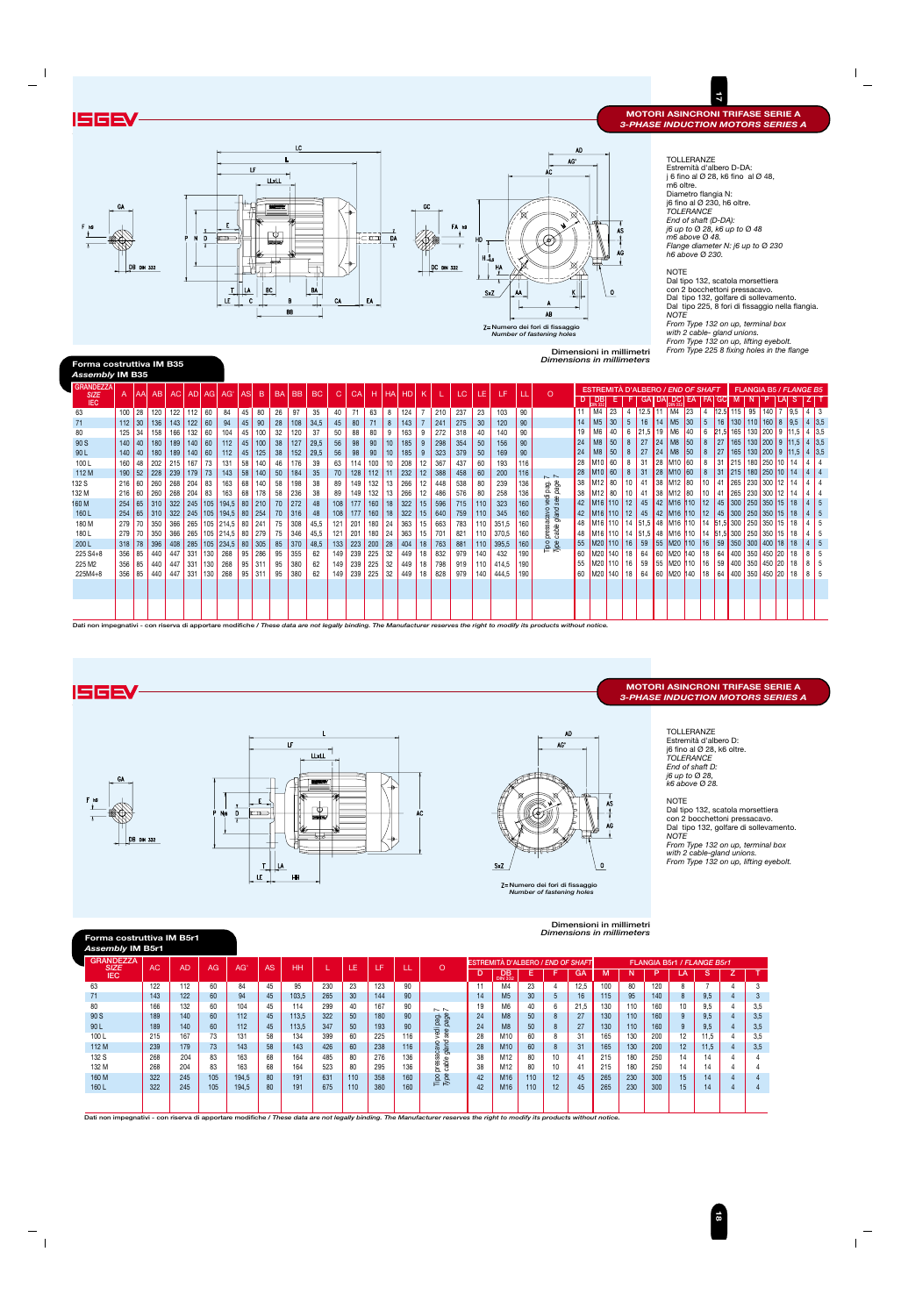## MOTORI ASINCRONI TRIFASE SERIE A
### *3-PHASE INDUCTION MOTORS SERIES A*

TOLLERANZE
Estremità d'albero D-DA:
j 6 fino al Ø 28, k6 fino al Ø 48,
m6 oltre.
Diametro flangia N:
j6 fino al Ø 230, h6 oltre.
*TOLERANCE*
*End of shaft (D-DA):*
*j6 up to Ø 28, k6 up to Ø 48*
*m6 above Ø 48.*
*Flange diameter N: j6 up to Ø 230*
*h6 above Ø 230.*

NOTE
Dal tipo 132, scatola morsettiera con 2 bocchettoni pressacavo.
Dal tipo 132, golfare di sollevamento.
Dal tipo 225, 8 fori di fissaggio nella flangia.
*NOTE*
*From Type 132 on up, terminal box with 2 cable- gland unions.*
*From Type 132 on up, lifting eyebolt.*
*From Type 225 8 fixing holes in the flange*

Z= Numero dei fori di fissaggio
*Number of fastening holes*

Dimensioni in millimetri
*Dimensions in millimeters*

### Forma costruttiva IM B35
*Assembly IM B35*

| GRANDEZZA SIZE IEC | A | AA | AB | AC | AD | AG | AG' | AS | B | BA | BB | BC | C | CA | H | HA | HD | K | L | LC | LE | LF | LL | O | ESTREMITÀ D'ALBERO / END OF SHAFT D | DB DIN 332 | E | F | GA | DA | DC DIN 332 | EA | FA | GC | FLANGIA B5 / FLANGE B5 M | N | P | LA | S | Z | T |
|---|---|---|---|---|---|---|---|---|---|---|---|---|---|---|---|---|---|---|---|---|---|---|---|---|---|---|---|---|---|---|---|---|---|---|---|---|---|---|---|---|---|
| 63 | 100 | 28 | 120 | 122 | 112 | 60 | 84 | 45 | 80 | 26 | 97 | 35 | 40 | 71 | 63 | 8 | 124 | 7 | 210 | 237 | 23 | 103 | 90 | Tipo pressacavo vedi pag. 7 / Type cable gland see page 7 | 11 | M4 | 23 | 4 | 12,5 | 11 | M4 | 23 | 4 | 12,5 | 115 | 95 | 140 | 7 | 9,5 | 4 | 3 |
| 71 | 112 | 30 | 136 | 143 | 122 | 60 | 94 | 45 | 90 | 28 | 108 | 34,5 | 45 | 80 | 71 | 8 | 143 | 7 | 241 | 275 | 30 | 120 | 90 | | 14 | M5 | 30 | 5 | 16 | 14 | M5 | 30 | 5 | 16 | 130 | 110 | 160 | 8 | 9,5 | 4 | 3,5 |
| 80 | 125 | 34 | 158 | 166 | 132 | 60 | 104 | 45 | 100 | 32 | 120 | 37 | 50 | 88 | 80 | 9 | 163 | 9 | 272 | 318 | 40 | 140 | 90 | | 19 | M6 | 40 | 6 | 21,5 | 19 | M6 | 40 | 6 | 21,5 | 165 | 130 | 200 | 9 | 11,5 | 4 | 3,5 |
| 90 S | 140 | 40 | 180 | 189 | 140 | 60 | 112 | 45 | 100 | 38 | 127 | 29,5 | 56 | 98 | 90 | 10 | 185 | 9 | 298 | 354 | 50 | 156 | 90 | | 24 | M8 | 50 | 8 | 27 | 24 | M8 | 50 | 8 | 27 | 165 | 130 | 200 | 9 | 11,5 | 4 | 3,5 |
| 90 L | 140 | 40 | 180 | 189 | 140 | 60 | 112 | 45 | 125 | 38 | 152 | 29,5 | 56 | 98 | 90 | 10 | 185 | 9 | 323 | 379 | 50 | 169 | 90 | | 24 | M8 | 50 | 8 | 27 | 24 | M8 | 50 | 8 | 27 | 165 | 130 | 200 | 9 | 11,5 | 4 | 3,5 |
| 100 L | 160 | 48 | 202 | 215 | 167 | 73 | 131 | 58 | 140 | 46 | 176 | 39 | 63 | 114 | 100 | 10 | 208 | 12 | 367 | 437 | 60 | 193 | 116 | | 28 | M10 | 60 | 8 | 31 | 28 | M10 | 60 | 8 | 31 | 215 | 180 | 250 | 10 | 14 | 4 | 4 |
| 112 M | 190 | 52 | 228 | 239 | 179 | 73 | 143 | 58 | 140 | 50 | 184 | 35 | 70 | 128 | 112 | 11 | 232 | 12 | 388 | 458 | 60 | 200 | 116 | | 28 | M10 | 60 | 8 | 31 | 28 | M10 | 60 | 8 | 31 | 215 | 180 | 250 | 10 | 14 | 4 | 4 |
| 132 S | 216 | 60 | 260 | 268 | 204 | 83 | 163 | 68 | 140 | 58 | 198 | 38 | 89 | 149 | 132 | 13 | 266 | 12 | 448 | 538 | 80 | 239 | 136 | | 38 | M12 | 80 | 10 | 41 | 38 | M12 | 80 | 10 | 41 | 265 | 230 | 300 | 12 | 14 | 4 | 4 |
| 132 M | 216 | 60 | 260 | 268 | 204 | 83 | 163 | 68 | 178 | 58 | 236 | 38 | 89 | 149 | 132 | 13 | 266 | 12 | 486 | 576 | 80 | 258 | 136 | | 38 | M12 | 80 | 10 | 41 | 38 | M12 | 80 | 10 | 41 | 265 | 230 | 300 | 12 | 14 | 4 | 4 |
| 160 M | 254 | 65 | 310 | 322 | 245 | 105 | 194,5 | 80 | 210 | 70 | 272 | 48 | 108 | 177 | 160 | 18 | 322 | 15 | 596 | 715 | 110 | 323 | 160 | | 42 | M16 | 110 | 12 | 45 | 42 | M16 | 110 | 12 | 45 | 300 | 250 | 350 | 15 | 18 | 4 | 5 |
| 160 L | 254 | 65 | 310 | 322 | 245 | 105 | 194,5 | 80 | 254 | 70 | 316 | 48 | 108 | 177 | 160 | 18 | 322 | 15 | 640 | 759 | 110 | 345 | 160 | | 42 | M16 | 110 | 12 | 45 | 42 | M16 | 110 | 12 | 45 | 300 | 250 | 350 | 15 | 18 | 4 | 5 |
| 180 M | 279 | 70 | 350 | 366 | 265 | 105 | 214,5 | 80 | 241 | 75 | 308 | 45,5 | 121 | 201 | 180 | 24 | 363 | 15 | 663 | 783 | 110 | 351,5 | 160 | | 48 | M16 | 110 | 14 | 51,5 | 48 | M16 | 110 | 14 | 51,5 | 300 | 250 | 350 | 15 | 18 | 4 | 5 |
| 180 L | 279 | 70 | 350 | 366 | 265 | 105 | 214,5 | 80 | 279 | 75 | 346 | 45,5 | 121 | 201 | 180 | 24 | 363 | 15 | 701 | 821 | 110 | 370,5 | 160 | | 48 | M16 | 110 | 14 | 51,5 | 48 | M16 | 110 | 14 | 51,5 | 300 | 250 | 350 | 15 | 18 | 4 | 5 |
| 200 L | 318 | 78 | 396 | 408 | 285 | 105 | 234,5 | 80 | 305 | 85 | 370 | 48,5 | 133 | 223 | 200 | 28 | 404 | 18 | 763 | 881 | 110 | 395,5 | 160 | | 55 | M20 | 110 | 16 | 59 | 55 | M20 | 110 | 16 | 59 | 350 | 300 | 400 | 18 | 18 | 4 | 5 |
| 225 S4+8 | 356 | 85 | 440 | 447 | 331 | 130 | 268 | 95 | 286 | 95 | 355 | 62 | 149 | 239 | 225 | 32 | 449 | 18 | 832 | 979 | 140 | 432 | 190 | | 60 | M20 | 140 | 18 | 64 | 60 | M20 | 140 | 18 | 64 | 400 | 350 | 450 | 20 | 18 | 8 | 5 |
| 225 M2 | 356 | 85 | 440 | 447 | 331 | 130 | 268 | 95 | 311 | 95 | 380 | 62 | 149 | 239 | 225 | 32 | 449 | 18 | 798 | 919 | 110 | 414,5 | 190 | | 55 | M20 | 110 | 16 | 59 | 55 | M20 | 110 | 16 | 59 | 400 | 350 | 450 | 20 | 18 | 8 | 5 |
| 225M4+8 | 356 | 85 | 440 | 447 | 331 | 130 | 268 | 95 | 311 | 95 | 380 | 62 | 149 | 239 | 225 | 32 | 449 | 18 | 828 | 979 | 140 | 444,5 | 190 | | 60 | M20 | 140 | 18 | 64 | 60 | M20 | 140 | 18 | 64 | 400 | 350 | 450 | 20 | 18 | 8 | 5 |

Dati non impegnativi - con riserva di apportare modifiche / *These data are not legally binding. The Manufacturer reserves the right to modify its products without notice.*

## MOTORI ASINCRONI TRIFASE SERIE A
### *3-PHASE INDUCTION MOTORS SERIES A*

TOLLERANZE
Estremità d'albero D:
j6 fino al Ø 28, k6 oltre.
*TOLERANCE*
*End of shaft D:*
*j6 up to Ø 28,*
*k6 above Ø 28.*

NOTE
Dal tipo 132, scatola morsettiera con 2 bocchettoni pressacavo.
Dal tipo 132, golfare di sollevamento.
*NOTE*
*From Type 132 on up, terminal box with 2 cable-gland unions.*
*From Type 132 on up, lifting eyebolt.*

Z= Numero dei fori di fissaggio
*Number of fastening holes*

Dimensioni in millimetri
*Dimensions in millimeters*

### Forma costruttiva IM B5r1
*Assembly IM B5r1*

| GRANDEZZA SIZE IEC | AC | AD | AG | AG' | AS | HH | L | LE | LF | LL | O | ESTREMITÀ D'ALBERO / END OF SHAFT D | DB DIN 332 | E | F | GA | FLANGIA B5r1 / FLANGE B5r1 M | N | P | LA | S | Z | T |
|---|---|---|---|---|---|---|---|---|---|---|---|---|---|---|---|---|---|---|---|---|---|---|---|
| 63 | 122 | 112 | 60 | 84 | 45 | 95 | 230 | 23 | 123 | 90 | Tipo pressacavo vedi pag. 7 / Type cable gland see page 7 | 11 | M4 | 23 | 4 | 12,5 | 100 | 80 | 120 | 8 | 7 | 4 | 3 |
| 71 | 143 | 122 | 60 | 94 | 45 | 103,5 | 265 | 30 | 144 | 90 | | 14 | M5 | 30 | 5 | 16 | 115 | 95 | 140 | 8 | 9,5 | 4 | 3 |
| 80 | 166 | 132 | 60 | 104 | 45 | 114 | 299 | 40 | 167 | 90 | | 19 | M6 | 40 | 6 | 21,5 | 130 | 110 | 160 | 10 | 9,5 | 4 | 3,5 |
| 90 S | 189 | 140 | 60 | 112 | 45 | 113,5 | 322 | 50 | 180 | 90 | | 24 | M8 | 50 | 8 | 27 | 130 | 110 | 160 | 9 | 9,5 | 4 | 3,5 |
| 90 L | 189 | 140 | 60 | 112 | 45 | 113,5 | 347 | 50 | 193 | 90 | | 24 | M8 | 50 | 8 | 27 | 130 | 110 | 160 | 9 | 9,5 | 4 | 3,5 |
| 100 L | 215 | 167 | 73 | 131 | 58 | 134 | 399 | 60 | 225 | 116 | | 28 | M10 | 60 | 8 | 31 | 165 | 130 | 200 | 12 | 11,5 | 4 | 3,5 |
| 112 M | 239 | 179 | 73 | 143 | 58 | 143 | 426 | 60 | 238 | 116 | | 28 | M10 | 60 | 8 | 31 | 165 | 130 | 200 | 12 | 11,5 | 4 | 3,5 |
| 132 S | 268 | 204 | 83 | 163 | 68 | 164 | 485 | 80 | 276 | 136 | | 38 | M12 | 80 | 10 | 41 | 215 | 180 | 250 | 14 | 14 | 4 | 4 |
| 132 M | 268 | 204 | 83 | 163 | 68 | 164 | 523 | 80 | 295 | 136 | | 38 | M12 | 80 | 10 | 41 | 215 | 180 | 250 | 14 | 14 | 4 | 4 |
| 160 M | 322 | 245 | 105 | 194,5 | 80 | 191 | 631 | 110 | 358 | 160 | | 42 | M16 | 110 | 12 | 45 | 265 | 230 | 300 | 15 | 14 | 4 | 4 |
| 160 L | 322 | 245 | 105 | 194,5 | 80 | 191 | 675 | 110 | 380 | 160 | | 42 | M16 | 110 | 12 | 45 | 265 | 230 | 300 | 15 | 14 | 4 | 4 |

Dati non impegnativi - con riserva di apportare modifiche / *These data are not legally binding. The Manufacturer reserves the right to modify its products without notice.*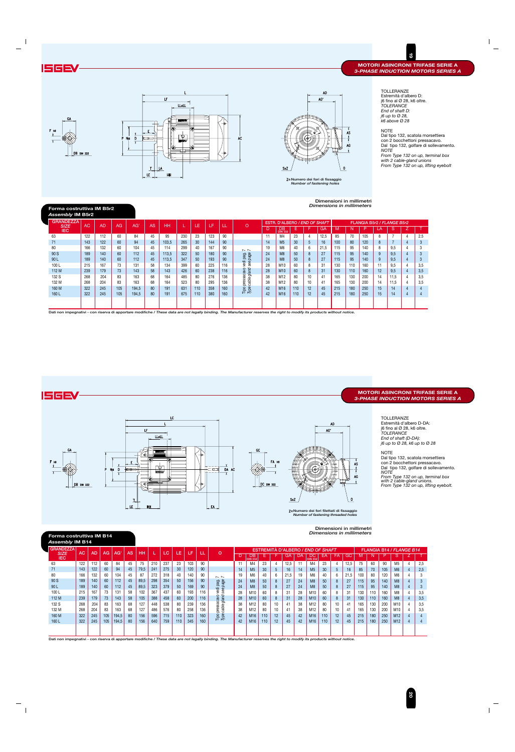## MOTORI ASINCRONI TRIFASE SERIE A
*3-PHASE INDUCTION MOTORS SERIES A*

TOLLERANZE
Estremità d'albero D:
j6 fino al Ø 28, k6 oltre.
*TOLERANCE*
*End of shaft D:*
*j6 up to Ø 28,*
*k6 above Ø 28*

NOTE
Dal tipo 132, scatola morsettiera con 2 bocchettoni pressacavo.
Dal tipo 132, golfare di sollevamento.
*NOTE*
*From Type 132 on up, terminal box with 2 cable-gland unions*
*From Type 132 on up, lifting eyebolt*

Z=Numero dei fori di fissaggio
*Number of fastening holes*

Dimensioni in millimetri
*Dimensions in millimeters*

### Forma costruttiva IM B5r2
*Assembly IM B5r2*

| GRANDEZZA *SIZE* IEC | AC | AD | AG | AG' | AS | HH | L | LE | LF | LL | O | ESTR. D'ALBERO / *END OF SHAFT* D | DB DIN 332 | E | F | GA | FLANGIA B5r2 / *FLANGE B5r2* M | N | P | LA | S | Z | T |
|---|---|---|---|---|---|---|---|---|---|---|---|---|---|---|---|---|---|---|---|---|---|---|---|
| 63 | 122 | 112 | 60 | 84 | 45 | 95 | 230 | 23 | 123 | 90 | Tipo pressacavo vedi pag. 7 / *Type cable gland see page 7* | 11 | M4 | 23 | 4 | 12,5 | 85 | 70 | 105 | 8 | 7 | 4 | 2,5 |
| 71 | 143 | 122 | 60 | 94 | 45 | 103,5 | 265 | 30 | 144 | 90 | | 14 | M5 | 30 | 5 | 16 | 100 | 80 | 120 | 8 | 7 | 4 | 3 |
| 80 | 166 | 132 | 60 | 104 | 45 | 114 | 299 | 40 | 167 | 90 | | 19 | M6 | 40 | 6 | 21,5 | 115 | 95 | 140 | 8 | 9,5 | 4 | 3 |
| 90 S | 189 | 140 | 60 | 112 | 45 | 113,5 | 322 | 50 | 180 | 90 | | 24 | M8 | 50 | 8 | 27 | 115 | 95 | 140 | 9 | 9,5 | 4 | 3 |
| 90 L | 189 | 140 | 60 | 112 | 45 | 113,5 | 347 | 50 | 193 | 90 | | 24 | M8 | 50 | 8 | 27 | 115 | 95 | 140 | 9 | 9,5 | 4 | 3 |
| 100 L | 215 | 167 | 73 | 131 | 58 | 134 | 399 | 60 | 225 | 116 | | 28 | M10 | 60 | 8 | 31 | 130 | 110 | 160 | 11 | 9,5 | 4 | 3,5 |
| 112 M | 239 | 179 | 73 | 143 | 58 | 143 | 426 | 60 | 238 | 116 | | 28 | M10 | 60 | 8 | 31 | 130 | 110 | 160 | 12 | 9,5 | 4 | 3,5 |
| 132 S | 268 | 204 | 83 | 163 | 68 | 164 | 485 | 80 | 276 | 136 | | 38 | M12 | 80 | 10 | 41 | 165 | 130 | 200 | 14 | 11,5 | 4 | 3,5 |
| 132 M | 268 | 204 | 83 | 163 | 68 | 164 | 523 | 80 | 295 | 136 | | 38 | M12 | 80 | 10 | 41 | 165 | 130 | 200 | 14 | 11,5 | 4 | 3,5 |
| 160 M | 322 | 245 | 105 | 194,5 | 80 | 191 | 631 | 110 | 358 | 160 | | 42 | M16 | 110 | 12 | 45 | 215 | 180 | 250 | 15 | 14 | 4 | 4 |
| 160 L | 322 | 245 | 105 | 194,5 | 80 | 191 | 675 | 110 | 380 | 160 | | 42 | M16 | 110 | 12 | 45 | 215 | 180 | 250 | 15 | 14 | 4 | 4 |

Dati non impegnativi - con riserva di apportare modifiche / *These data are not legally binding. The Manufacturer reserves the right to modify its products without notice.*

## MOTORI ASINCRONI TRIFASE SERIE A
*3-PHASE INDUCTION MOTORS SERIES A*

TOLLERANZE
Estremità d'albero D-DA:
j6 fino al Ø 28, k6 oltre.
*TOLERANCE*
*End of shaft (D-DA):*
*j6 up to Ø 28, k6 up to Ø 28*

NOTE
Dal tipo 132, scatola morsettiera con 2 bocchettoni pressacavo.
Dal tipo 132, golfare di sollevamento.
*NOTE*
*From Type 132 on up, terminal box with 2 cable-gland unions.*
*From Type 132 on up, lifting eyebolt.*

Z=Numero dei fori filettati di fissaggio
*Number of fastening threaded holes*

Dimensioni in millimetri
*Dimensions in millimeters*

### Forma costruttiva IM B14
*Assembly IM B14*

| GRANDEZZA *SIZE* IEC | AC | AD | AG | AG' | AS | HH | L | LC | LE | LF | LL | O | ESTREMITÀ D'ALBERO / *END OF SHAFT* D | DB DIN 332 | E | F | GA | DA | DC DIN 332 | EA | FA | GC | FLANGIA B14 / *FLANGE B14* M | N | P | S | Z | T |
|---|---|---|---|---|---|---|---|---|---|---|---|---|---|---|---|---|---|---|---|---|---|---|---|---|---|---|---|---|
| 63 | 122 | 112 | 60 | 84 | 45 | 75 | 210 | 237 | 23 | 103 | 90 | Tipo pressacavo vedi pag. 7 / *Type cable gland see page 7* | 11 | M4 | 23 | 4 | 12,5 | 11 | M4 | 23 | 4 | 12,5 | 75 | 60 | 90 | M5 | 4 | 2,5 |
| 71 | 143 | 122 | 60 | 94 | 45 | 79,5 | 241 | 275 | 30 | 120 | 90 | | 14 | M5 | 30 | 5 | 16 | 14 | M5 | 30 | 5 | 16 | 85 | 70 | 105 | M6 | 4 | 2,5 |
| 80 | 166 | 132 | 60 | 104 | 45 | 87 | 272 | 318 | 40 | 140 | 90 | | 19 | M6 | 40 | 6 | 21,5 | 19 | M6 | 40 | 6 | 21,5 | 100 | 80 | 120 | M6 | 4 | 3 |
| 90 S | 189 | 140 | 60 | 112 | 45 | 89,5 | 298 | 354 | 50 | 156 | 90 | | 24 | M8 | 50 | 8 | 27 | 24 | M8 | 50 | 8 | 27 | 115 | 95 | 140 | M8 | 4 | 3 |
| 90 L | 189 | 140 | 60 | 112 | 45 | 89,5 | 323 | 379 | 50 | 169 | 90 | | 24 | M8 | 50 | 8 | 27 | 24 | M8 | 50 | 8 | 27 | 115 | 95 | 140 | M8 | 4 | 3 |
| 100 L | 215 | 167 | 73 | 131 | 58 | 102 | 367 | 437 | 60 | 193 | 116 | | 28 | M10 | 60 | 8 | 31 | 28 | M10 | 60 | 8 | 31 | 130 | 110 | 160 | M8 | 4 | 3,5 |
| 112 M | 239 | 179 | 73 | 143 | 58 | 105 | 388 | 458 | 60 | 200 | 116 | | 28 | M10 | 60 | 8 | 31 | 28 | M10 | 60 | 8 | 31 | 130 | 110 | 160 | M8 | 4 | 3,5 |
| 132 S | 268 | 204 | 83 | 163 | 68 | 127 | 448 | 538 | 80 | 239 | 136 | | 38 | M12 | 80 | 10 | 41 | 38 | M12 | 80 | 10 | 41 | 165 | 130 | 200 | M10 | 4 | 3,5 |
| 132 M | 268 | 204 | 83 | 163 | 68 | 127 | 486 | 576 | 80 | 258 | 136 | | 38 | M12 | 80 | 10 | 41 | 38 | M12 | 80 | 10 | 41 | 165 | 130 | 200 | M10 | 4 | 3,5 |
| 160 M | 322 | 245 | 105 | 194,5 | 80 | 156 | 596 | 715 | 110 | 323 | 160 | | 42 | M16 | 110 | 12 | 45 | 42 | M16 | 110 | 12 | 45 | 215 | 180 | 250 | M12 | 4 | 4 |
| 160 L | 322 | 245 | 105 | 194,5 | 80 | 156 | 640 | 759 | 110 | 345 | 160 | | 42 | M16 | 110 | 12 | 45 | 42 | M16 | 110 | 12 | 45 | 215 | 180 | 250 | M12 | 4 | 4 |

Dati non impegnativi - con riserva di apportare modifiche / *These data are not legally binding. The Manufacturer reserves the right to modify its products without notice.*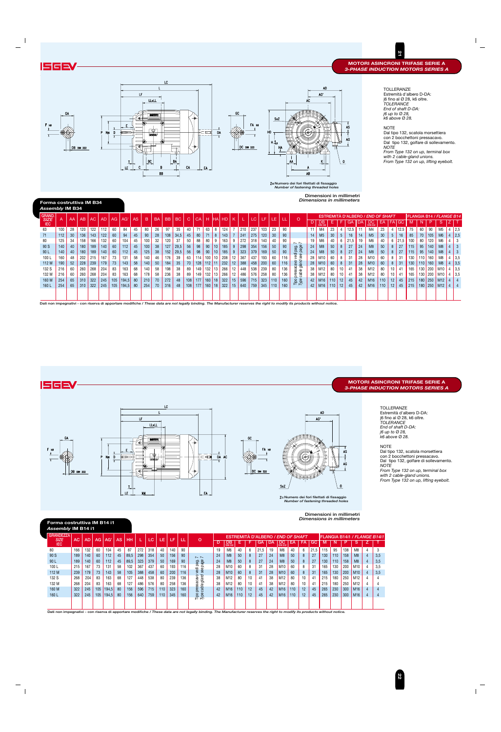**MOTORI ASINCRONI TRIFASE SERIE A**
*3-PHASE INDUCTION MOTORS SERIES A*

TOLLERANZE
Estremità d'albero D-DA:
j6 fino al Ø 28, k6 oltre.
*TOLERANCE*
*End of shaft D-DA:*
*j6 up to Ø 28,*
*k6 above Ø 28.*

NOTE
Dal tipo 132, scatola morsettiera con 2 bocchettoni pressacavo.
Dal tipo 132, golfare di sollevamento.
*NOTE*
*From Type 132 on up, terminal box with 2 cable-gland unions.*
*From Type 132 on up, lifting eyebolt.*

Z= Numero dei fori filettati di fissaggio
*Number of fastening threaded holes*

Dimensioni in millimetri
*Dimensions in millimeters*

## Forma costruttiva IM B34
*Assembly IM B34*

| GRAND. SIZE IEC | A | AA | AB | AC | AD | AG | AG' | AS | B | BA | BB | BC | C | CA | H | HA | HD | K | L | LC | LF | LE | LL | O | ESTREMITÀ D'ALBERO / END OF SHAFT | | | | | | | | | | | FLANGIA B14 / FLANGE B14 | | | | | |
|---|---|---|---|---|---|---|---|---|---|---|---|---|---|---|---|---|---|---|---|---|---|---|---|---|---|---|---|---|---|---|---|---|---|---|---|---|---|---|---|---|---|
| | | | | | | | | | | | | | | | | | | | | | | | | | D | DB DIN 332 | E | F | GA | DA | DC DIN 332 | EA | FA | GC | M | N | P | S | Z | T |
| 63 | 100 | 28 | 120 | 122 | 112 | 60 | 84 | 45 | 80 | 26 | 97 | 35 | 40 | 71 | 63 | 8 | 124 | 7 | 210 | 237 | 103 | 23 | 90 | Tipo pressacavo vedi pag. 7 / Type cable gland see page 7 | 11 | M4 | 23 | 4 | 12,5 | 11 | M4 | 23 | 4 | 12,5 | 75 | 60 | 90 | M5 | 4 | 2,5 |
| 71 | 112 | 30 | 136 | 143 | 122 | 60 | 94 | 45 | 90 | 28 | 108 | 34,5 | 45 | 80 | 71 | 8 | 143 | 7 | 241 | 275 | 120 | 30 | 90 | | 14 | M5 | 30 | 5 | 16 | 14 | M5 | 30 | 5 | 16 | 85 | 70 | 105 | M6 | 4 | 2,5 |
| 80 | 125 | 34 | 158 | 166 | 132 | 60 | 104 | 45 | 100 | 32 | 120 | 37 | 50 | 88 | 80 | 9 | 163 | 9 | 272 | 318 | 140 | 40 | 90 | | 19 | M6 | 40 | 6 | 21,5 | 19 | M6 | 40 | 6 | 21,5 | 100 | 80 | 120 | M6 | 4 | 3 |
| 90 S | 140 | 40 | 180 | 189 | 140 | 60 | 112 | 45 | 100 | 38 | 127 | 29,5 | 56 | 98 | 90 | 10 | 185 | 9 | 298 | 354 | 156 | 50 | 90 | | 24 | M8 | 50 | 8 | 27 | 24 | M8 | 50 | 8 | 27 | 115 | 95 | 140 | M8 | 4 | 3 |
| 90 L | 140 | 40 | 180 | 189 | 140 | 60 | 112 | 45 | 125 | 38 | 152 | 29,5 | 56 | 98 | 90 | 10 | 185 | 9 | 323 | 379 | 169 | 50 | 90 | | 24 | M8 | 50 | 8 | 27 | 24 | M8 | 50 | 8 | 27 | 115 | 95 | 140 | M8 | 4 | 3 |
| 100 L | 160 | 48 | 202 | 215 | 167 | 73 | 131 | 58 | 140 | 46 | 176 | 39 | 63 | 114 | 100 | 10 | 208 | 12 | 367 | 437 | 193 | 60 | 116 | | 28 | M10 | 60 | 8 | 31 | 28 | M10 | 60 | 8 | 31 | 130 | 110 | 160 | M8 | 4 | 3,5 |
| 112 M | 190 | 52 | 228 | 239 | 179 | 73 | 143 | 58 | 140 | 50 | 184 | 35 | 70 | 128 | 112 | 11 | 232 | 12 | 388 | 458 | 200 | 60 | 116 | | 28 | M10 | 60 | 8 | 31 | 28 | M10 | 60 | 8 | 31 | 130 | 110 | 160 | M8 | 4 | 3,5 |
| 132 S | 216 | 60 | 260 | 268 | 204 | 83 | 163 | 68 | 140 | 58 | 198 | 38 | 89 | 149 | 132 | 13 | 266 | 12 | 448 | 538 | 239 | 80 | 136 | | 38 | M12 | 80 | 10 | 41 | 38 | M12 | 80 | 10 | 41 | 165 | 130 | 200 | M10 | 4 | 3,5 |
| 132 M | 216 | 60 | 260 | 268 | 204 | 83 | 163 | 68 | 178 | 58 | 236 | 38 | 89 | 149 | 132 | 13 | 266 | 12 | 486 | 576 | 258 | 80 | 136 | | 38 | M12 | 80 | 10 | 41 | 38 | M12 | 80 | 10 | 41 | 165 | 130 | 200 | M10 | 4 | 3,5 |
| 160 M | 254 | 65 | 310 | 322 | 245 | 105 | 194,5 | 80 | 210 | 70 | 272 | 48 | 108 | 177 | 160 | 18 | 322 | 15 | 596 | 715 | 323 | 110 | 160 | | 42 | M16 | 110 | 12 | 45 | 42 | M16 | 110 | 12 | 45 | 215 | 180 | 250 | M12 | 4 | 4 |
| 160 L | 254 | 65 | 310 | 322 | 245 | 105 | 194,5 | 80 | 254 | 70 | 316 | 48 | 108 | 177 | 160 | 18 | 322 | 15 | 640 | 759 | 345 | 110 | 160 | | 42 | M16 | 110 | 12 | 45 | 42 | M16 | 110 | 12 | 45 | 215 | 180 | 250 | M12 | 4 | 4 |

Dati non impegnativi - con riserva di apportare modifiche / *These data are not legally binding. The Manufacturer reserves the right to modify its products without notice.*

**MOTORI ASINCRONI TRIFASE SERIE A**
*3-PHASE INDUCTION MOTORS SERIES A*

TOLLERANZE
Estremità d'albero D-DA:
j6 fino al Ø 28, k6 oltre.
*TOLERANCE*
*End of shaft D-DA:*
*j6 up to Ø 28,*
*k6 above Ø 28.*

NOTE
Dal tipo 132, scatola morsettiera con 2 bocchettoni pressacavo.
Dal tipo 132, golfare di sollevamento.
*NOTE*
*From Type 132 on up, terminal box with 2 cable-gland unions.*
*From Type 132 on up, lifting eyebolt.*

Z= Numero dei fori filettati di fissaggio
*Number of fastening threaded holes*

Dimensioni in millimetri
*Dimensions in millimeters*

## Forma costruttiva IM B14 i1
*Assembly IM B14 i1*

| GRANDEZZA SIZE IEC | AC | AD | AG | AG' | AS | HH | L | LC | LE | LF | LL | O | ESTREMITÀ D'ALBERO / END OF SHAFT | | | | | | | | | | FLANGIA B14i1 / FLANGE B14i1 | | | | | |
|---|---|---|---|---|---|---|---|---|---|---|---|---|---|---|---|---|---|---|---|---|---|---|---|---|---|---|---|---|
| | | | | | | | | | | | | | D | DB DIN 332 | E | F | GA | DA | DC DIN 332 | EA | FA | GC | M | N | P | S | Z | T |
| 80 | 166 | 132 | 60 | 104 | 45 | 87 | 272 | 318 | 40 | 140 | 90 | Tipo pressacavo vedi pag. 7 / Type cable gland see page 7 | 19 | M6 | 40 | 6 | 21,5 | 19 | M6 | 40 | 6 | 21,5 | 115 | 95 | 138 | M8 | 4 | 3 |
| 90 S | 189 | 140 | 60 | 112 | 45 | 89,5 | 298 | 354 | 50 | 156 | 90 | | 24 | M8 | 50 | 8 | 27 | 24 | M8 | 50 | 8 | 27 | 130 | 110 | 158 | M8 | 4 | 3,5 |
| 90 L | 189 | 140 | 60 | 112 | 45 | 89,5 | 323 | 379 | 50 | 169 | 90 | | 24 | M8 | 50 | 8 | 27 | 24 | M8 | 50 | 8 | 27 | 130 | 110 | 158 | M8 | 4 | 3,5 |
| 100 L | 215 | 167 | 73 | 131 | 58 | 102 | 367 | 437 | 60 | 193 | 116 | | 28 | M10 | 60 | 8 | 31 | 28 | M10 | 60 | 8 | 31 | 165 | 130 | 200 | M10 | 4 | 3,5 |
| 112 M | 239 | 179 | 73 | 143 | 58 | 105 | 388 | 458 | 60 | 200 | 116 | | 28 | M10 | 60 | 8 | 31 | 28 | M10 | 60 | 8 | 31 | 165 | 130 | 200 | M10 | 4 | 3,5 |
| 132 S | 268 | 204 | 83 | 163 | 68 | 127 | 448 | 538 | 80 | 239 | 136 | | 38 | M12 | 80 | 10 | 41 | 38 | M12 | 80 | 10 | 41 | 215 | 180 | 250 | M12 | 4 | 4 |
| 132 M | 268 | 204 | 83 | 163 | 68 | 127 | 486 | 576 | 80 | 258 | 136 | | 38 | M12 | 80 | 10 | 41 | 38 | M12 | 80 | 10 | 41 | 215 | 180 | 250 | M12 | 4 | 4 |
| 160 M | 322 | 245 | 105 | 194,5 | 80 | 156 | 596 | 715 | 110 | 323 | 160 | | 42 | M16 | 110 | 12 | 45 | 42 | M16 | 110 | 12 | 45 | 265 | 230 | 300 | M16 | 4 | 4 |
| 160 L | 322 | 245 | 105 | 194,5 | 80 | 156 | 640 | 759 | 110 | 345 | 160 | | 42 | M16 | 110 | 12 | 45 | 42 | M16 | 110 | 12 | 45 | 265 | 230 | 300 | M16 | 4 | 4 |

Dati non impegnativi - con riserva di apportare modifiche / *These data are not legally binding. The Manufacturer reserves the right to modify its products without notice.*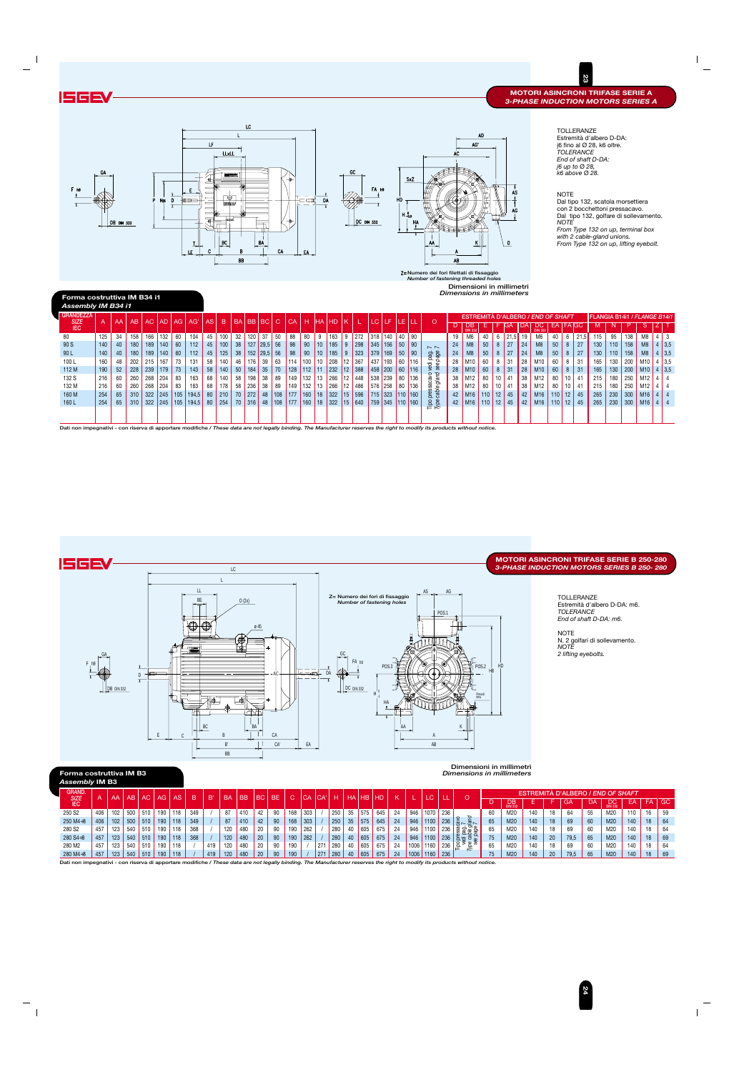## MOTORI ASINCRONI TRIFASE SERIE A
*3-PHASE INDUCTION MOTORS SERIES A*

TOLLERANZE
Estremità d'albero D-DA:
j6 fino al Ø 28, k6 oltre.
*TOLERANCE*
*End of shaft D-DA:*
*j6 up to Ø 28,*
*k6 above Ø 28.*

NOTE
Dal tipo 132, scatola morsettiera con 2 bocchettoni pressacavo.
Dal tipo 132, golfare di sollevamento.
*NOTE*
*From Type 132 on up, terminal box with 2 cable-gland unions.*
*From Type 132 on up, lifting eyebolt.*

Z= Numero dei fori filettati di fissaggio
*Number of fastening threaded holes*

Dimensioni in millimetri
*Dimensions in millimeters*

### Forma costruttiva IM B34 i1
*Assembly IM B34 i1*

| GRANDEZZA *SIZE* IEC | A | AA | AB | AC | AD | AG | AG' | AS | B | BA | BB | BC | C | CA | H | HA | HD | K | L | LC | LF | LE | LL | O | ESTREMITÀ D'ALBERO / *END OF SHAFT* D | DB DIN 332 | E | F | GA | DA | DC DIN 332 | EA | FA | GC | FLANGIA B14i1 / *FLANGE B14i1* M | N | P | S | Z | T |
|---|---|---|---|---|---|---|---|---|---|---|---|---|---|---|---|---|---|---|---|---|---|---|---|---|---|---|---|---|---|---|---|---|---|---|---|---|---|---|---|---|
| 80 | 125 | 34 | 158 | 166 | 132 | 60 | 104 | 45 | 100 | 32 | 120 | 37 | 50 | 88 | 80 | 9 | 163 | 9 | 272 | 318 | 140 | 40 | 90 | Tipo pressacavo vedi pag. 7 / *Type cable gland see page 7* | 19 | M6 | 40 | 6 | 21,5 | 19 | M6 | 40 | 6 | 21,5 | 115 | 95 | 138 | M8 | 4 | 3 |
| 90 S | 140 | 40 | 180 | 189 | 140 | 60 | 112 | 45 | 100 | 38 | 127 | 29,5 | 56 | 98 | 90 | 10 | 185 | 9 | 298 | 345 | 156 | 50 | 90 | | 24 | M8 | 50 | 8 | 27 | 24 | M8 | 50 | 8 | 27 | 130 | 110 | 158 | M8 | 4 | 3,5 |
| 90 L | 140 | 40 | 180 | 189 | 140 | 60 | 112 | 45 | 125 | 38 | 152 | 29,5 | 56 | 98 | 90 | 10 | 185 | 9 | 323 | 379 | 169 | 50 | 90 | | 24 | M8 | 50 | 8 | 27 | 24 | M8 | 50 | 8 | 27 | 130 | 110 | 158 | M8 | 4 | 3,5 |
| 100 L | 160 | 48 | 202 | 215 | 167 | 73 | 131 | 58 | 140 | 46 | 176 | 39 | 63 | 114 | 100 | 10 | 208 | 12 | 367 | 437 | 193 | 60 | 116 | | 28 | M10 | 60 | 8 | 31 | 28 | M10 | 60 | 8 | 31 | 165 | 130 | 200 | M10 | 4 | 3,5 |
| 112 M | 190 | 52 | 228 | 239 | 179 | 73 | 143 | 58 | 140 | 50 | 184 | 35 | 70 | 128 | 112 | 11 | 232 | 12 | 388 | 458 | 200 | 60 | 116 | | 28 | M10 | 60 | 8 | 31 | 28 | M10 | 60 | 8 | 31 | 165 | 130 | 200 | M10 | 4 | 3,5 |
| 132 S | 216 | 60 | 260 | 268 | 204 | 83 | 163 | 68 | 140 | 58 | 198 | 38 | 89 | 149 | 132 | 13 | 266 | 12 | 448 | 538 | 239 | 80 | 136 | | 38 | M12 | 80 | 10 | 41 | 38 | M12 | 80 | 10 | 41 | 215 | 180 | 250 | M12 | 4 | 4 |
| 132 M | 216 | 60 | 260 | 268 | 204 | 83 | 163 | 68 | 178 | 58 | 236 | 38 | 89 | 149 | 132 | 13 | 266 | 12 | 486 | 576 | 258 | 80 | 136 | | 38 | M12 | 80 | 10 | 41 | 38 | M12 | 80 | 10 | 41 | 215 | 180 | 250 | M12 | 4 | 4 |
| 160 M | 254 | 65 | 310 | 322 | 245 | 105 | 194,5 | 80 | 210 | 70 | 272 | 48 | 108 | 177 | 160 | 18 | 322 | 15 | 596 | 715 | 323 | 110 | 160 | | 42 | M16 | 110 | 12 | 45 | 42 | M16 | 110 | 12 | 45 | 265 | 230 | 300 | M16 | 4 | 4 |
| 160 L | 254 | 65 | 310 | 322 | 245 | 105 | 194,5 | 80 | 254 | 70 | 316 | 48 | 108 | 177 | 160 | 18 | 322 | 15 | 640 | 759 | 345 | 110 | 160 | | 42 | M16 | 110 | 12 | 45 | 42 | M16 | 110 | 12 | 45 | 265 | 230 | 300 | M16 | 4 | 4 |

Dati non impegnativi - con riserva di apportare modifiche / *These data are not legally binding. The Manufacturer reserves the right to modify its products without notice.*

## MOTORI ASINCRONI TRIFASE SERIE B 250-280
*3-PHASE INDUCTION MOTORS SERIES B 250- 280*

TOLLERANZE
Estremità d'albero D-DA: m6.
*TOLERANCE*
*End of shaft D-DA: m6.*

NOTE
N. 2 golfari di sollevamento.
*NOTE*
*2 lifting eyebolts.*

Z= Numero dei fori di fissaggio
*Number of fastening holes*

Dimensioni in millimetri
*Dimensions in millimeters*

### Forma costruttiva IM B3
*Assembly IM B3*

| GRAND. *SIZE* IEC | A | AA | AB | AC | AG | AS | B | B' | BA | BB | BC | BE | C | CA | CA' | H | HA | HB | HD | K | L | LC | LL | O | ESTREMITÀ D'ALBERO / *END OF SHAFT* D | DB DIN 332 | E | F | GA | DA | DC DIN 332 | EA | FA | GC |
|---|---|---|---|---|---|---|---|---|---|---|---|---|---|---|---|---|---|---|---|---|---|---|---|---|---|---|---|---|---|---|---|---|---|---|
| 250 S2 | 406 | 102 | 500 | 510 | 190 | 118 | 349 | / | 87 | 410 | 42 | 90 | 168 | 303 | / | 250 | 35 | 575 | 645 | 24 | 946 | 1070 | 236 | Tipo pressacavo vedi pag 7 / *Type cable gland see page 7* | 60 | M20 | 140 | 18 | 64 | 55 | M20 | 110 | 16 | 59 |
| 250 M4÷8 | 406 | 102 | 500 | 510 | 190 | 118 | 349 | / | 87 | 410 | 42 | 90 | 168 | 303 | / | 250 | 35 | 575 | 645 | 24 | 946 | 1100 | 236 | | 65 | M20 | 140 | 18 | 69 | 60 | M20 | 140 | 18 | 64 |
| 280 S2 | 457 | 123 | 540 | 510 | 190 | 118 | 368 | / | 120 | 480 | 20 | 90 | 190 | 262 | / | 280 | 40 | 605 | 675 | 24 | 946 | 1100 | 236 | | 65 | M20 | 140 | 18 | 69 | 60 | M20 | 140 | 18 | 64 |
| 280 S4÷8 | 457 | 123 | 540 | 510 | 190 | 118 | 368 | / | 120 | 480 | 20 | 90 | 190 | 262 | / | 280 | 40 | 605 | 675 | 24 | 946 | 1100 | 236 | | 75 | M20 | 140 | 20 | 79,5 | 65 | M20 | 140 | 18 | 69 |
| 280 M2 | 457 | 123 | 540 | 510 | 190 | 118 | / | 419 | 120 | 480 | 20 | 90 | 190 | / | 271 | 280 | 40 | 605 | 675 | 24 | 1006 | 1160 | 236 | | 65 | M20 | 140 | 18 | 69 | 60 | M20 | 140 | 18 | 64 |
| 280 M4÷8 | 457 | 123 | 540 | 510 | 190 | 118 | / | 419 | 120 | 480 | 20 | 90 | 190 | / | 271 | 280 | 40 | 605 | 675 | 24 | 1006 | 1160 | 236 | | 75 | M20 | 140 | 20 | 79,5 | 65 | M20 | 140 | 18 | 69 |

Dati non impegnativi - con riserva di apportare modifiche / *These data are not legally binding. The Manufacturer reserves the right to modify its products without notice.*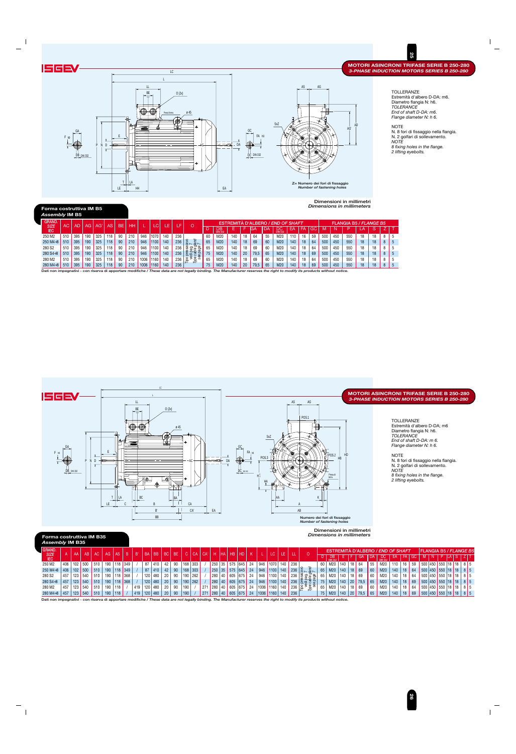## MOTORI ASINCRONI TRIFASE SERIE B 250-280
*3-PHASE INDUCTION MOTORS SERIES B 250-280*

TOLLERANZE
Estremità d'albero D-DA: m6.
Diametro flangia N: h6.
*TOLERANCE*
*End of shaft D-DA: m6.*
*Flange diameter N: h 6.*

NOTE
N. 8 fori di fissaggio nella flangia.
N. 2 golfari di sollevamento.
*NOTE*
*8 fixing holes in the flange.*
*2 lifting eyebolts.*

Z= Numero dei fori di fissaggio
*Number of fastening holes*

Dimensioni in millimetri
*Dimensions in millimeters*

### Forma costruttiva IM B5
*Assembly* **IM B5**

| GRAND. SIZE IEC | AC | AD | AG | AG' | AS | BE | HH | L | LC | LE | LF | O | ESTREMITÀ D'ALBERO / END OF SHAFT D | DB DIN 332 | E | F | GA | DA | DC DIN 332 | EA | FA | GC | FLANGIA B5 / FLANGE B5 M | N | P | LA | S | Z | T |
|---|---|---|---|---|---|---|---|---|---|---|---|---|---|---|---|---|---|---|---|---|---|---|---|---|---|---|---|---|---|
| 250 M2 | 510 | 395 | 190 | 325 | 118 | 90 | 210 | 946 | 1070 | 140 | 236 | Tipo pressacavo vedi pag 7 / Type cable gland see page 7 | 60 | M20 | 140 | 18 | 64 | 55 | M20 | 110 | 16 | 59 | 500 | 450 | 550 | 18 | 18 | 8 | 5 |
| 250 M4÷8 | 510 | 395 | 190 | 325 | 118 | 90 | 210 | 946 | 1100 | 140 | 236 | | 65 | M20 | 140 | 18 | 69 | 60 | M20 | 140 | 18 | 64 | 500 | 450 | 550 | 18 | 18 | 8 | 5 |
| 280 S2 | 510 | 395 | 190 | 325 | 118 | 90 | 210 | 946 | 1100 | 140 | 236 | | 65 | M20 | 140 | 18 | 69 | 60 | M20 | 140 | 18 | 64 | 500 | 450 | 550 | 18 | 18 | 8 | 5 |
| 280 S4÷8 | 510 | 395 | 190 | 325 | 118 | 90 | 210 | 946 | 1100 | 140 | 236 | | 75 | M20 | 140 | 20 | 79,5 | 65 | M20 | 140 | 18 | 69 | 500 | 450 | 550 | 18 | 18 | 8 | 5 |
| 280 M2 | 510 | 395 | 190 | 325 | 118 | 90 | 210 | 1006 | 1160 | 140 | 236 | | 65 | M20 | 140 | 18 | 69 | 60 | M20 | 140 | 18 | 64 | 500 | 450 | 550 | 18 | 18 | 8 | 5 |
| 280 M4÷8 | 510 | 395 | 190 | 325 | 118 | 90 | 210 | 1006 | 1160 | 140 | 236 | | 75 | M20 | 140 | 20 | 79,5 | 65 | M20 | 140 | 18 | 69 | 500 | 450 | 550 | 18 | 18 | 8 | 5 |

Dati non impegnativi - con riserva di apportare modifiche / *These data are not legally binding. The Manufacturer reserves the right to modify its products without notice.*

## MOTORI ASINCRONI TRIFASE SERIE B 250-280
*3-PHASE INDUCTION MOTORS SERIES B 250-280*

TOLLERANZE
Estremità d'albero D-DA; m6
Diametro flangia N: h6.
*TOLERANCE*
*End of shaft D-DA: m 6.*
*Flange diameter N: h 6.*

NOTE
N. 8 fori di fissaggio nella flangia.
N. 2 golfari di sollevamento.
*NOTE*
*8 fixing holes in the flange.*
*2 lifting eyebolts.*

Numero dei fori di fissaggio
*Number of fastening holes*

Dimensioni in millimetri
*Dimensions in millimeters*

### Forma costruttiva IM B35
*Assembly* **IM B35**

| GRAND. SIZE IEC | A | AA | AB | AC | AG | AS | B | B' | BA | BB | BC | BE | C | CA | CA' | H | HA | HB | HD | K | L | LC | LE | LL | O | ESTREMITÀ D'ALBERO / END OF SHAFT D | DB DIN 332 | E | F | GA | DA | DC DIN 332 | EA | FA | GC | FLANGIA B5 / FLANGE B5 M | N | P | LA | S | Z | T |
|---|---|---|---|---|---|---|---|---|---|---|---|---|---|---|---|---|---|---|---|---|---|---|---|---|---|---|---|---|---|---|---|---|---|---|---|---|---|---|---|---|---|---|
| 250 M2 | 406 | 102 | 500 | 510 | 190 | 118 | 349 | / | 87 | 410 | 42 | 90 | 168 | 303 | / | 250 | 35 | 575 | 645 | 24 | 946 | 1070 | 140 | 236 | Tipo pressacavo vedi pag 7 / Type cable gland see page 7 | 60 | M20 | 140 | 18 | 64 | 55 | M20 | 110 | 16 | 59 | 500 | 450 | 550 | 18 | 18 | 8 | 5 |
| 250 M4÷8 | 406 | 102 | 500 | 510 | 190 | 118 | 349 | / | 87 | 410 | 42 | 90 | 168 | 303 | / | 250 | 35 | 575 | 645 | 24 | 946 | 1100 | 140 | 236 | | 65 | M20 | 140 | 18 | 69 | 60 | M20 | 140 | 18 | 64 | 500 | 450 | 550 | 18 | 18 | 8 | 5 |
| 280 S2 | 457 | 123 | 540 | 510 | 190 | 118 | 368 | / | 120 | 480 | 20 | 90 | 190 | 262 | / | 280 | 40 | 605 | 675 | 24 | 946 | 1100 | 140 | 236 | | 65 | M20 | 140 | 18 | 69 | 60 | M20 | 140 | 18 | 64 | 500 | 450 | 550 | 18 | 18 | 8 | 5 |
| 280 S4÷8 | 457 | 123 | 540 | 510 | 190 | 118 | 368 | / | 120 | 480 | 20 | 90 | 190 | 262 | / | 280 | 40 | 605 | 675 | 24 | 946 | 1100 | 140 | 236 | | 75 | M20 | 140 | 20 | 79,5 | 65 | M20 | 140 | 18 | 69 | 500 | 450 | 550 | 18 | 18 | 8 | 5 |
| 280 M2 | 457 | 123 | 540 | 510 | 190 | 118 | / | 419 | 120 | 480 | 20 | 90 | 190 | / | 271 | 280 | 40 | 605 | 675 | 24 | 1006 | 1160 | 140 | 236 | | 65 | M20 | 140 | 18 | 69 | 60 | M20 | 140 | 18 | 64 | 500 | 450 | 550 | 18 | 18 | 8 | 5 |
| 280 M4÷8 | 457 | 123 | 540 | 510 | 190 | 118 | / | 419 | 120 | 480 | 20 | 90 | 190 | / | 271 | 280 | 40 | 605 | 675 | 24 | 1006 | 1160 | 140 | 236 | | 75 | M20 | 140 | 20 | 79,5 | 65 | M20 | 140 | 18 | 69 | 500 | 450 | 550 | 18 | 18 | 8 | 5 |

Dati non impegnativi - con riserva di apportare modifiche / *These data are not legally binding. The Manufacturer reserves the right to modify its products without notice.*